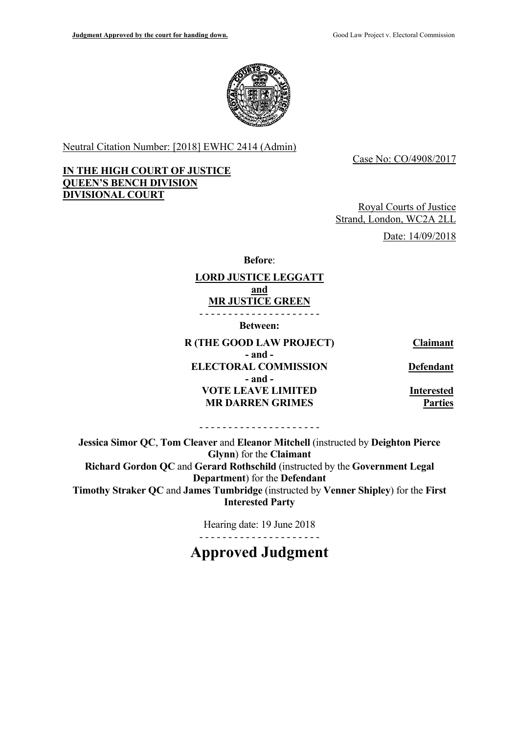Neutral Citation Number: [2018] EWHC 2414 (Admin)

Case No: CO/4908/2017

**IN THE HIGH COURT OF JUSTICE**
**QUEEN'S BENCH DIVISION**
**DIVISIONAL COURT**

Royal Courts of Justice
Strand, London, WC2A 2LL

Date: 14/09/2018

**Before**:

**LORD JUSTICE LEGGATT**
**and**
**MR JUSTICE GREEN**

- - - - - - - - - - - - - - - - - - - - -

**Between:**

| | |
|---|---|
| **R (THE GOOD LAW PROJECT)** | **Claimant** |
| **- and -** | |
| **ELECTORAL COMMISSION** | **Defendant** |
| **- and -** | |
| **VOTE LEAVE LIMITED** | **Interested** |
| **MR DARREN GRIMES** | **Parties** |

- - - - - - - - - - - - - - - - - - - - -

**Jessica Simor QC**, **Tom Cleaver** and **Eleanor Mitchell** (instructed by **Deighton Pierce Glynn**) for the **Claimant**
**Richard Gordon QC** and **Gerard Rothschild** (instructed by the **Government Legal Department**) for the **Defendant**
**Timothy Straker QC** and **James Tumbridge** (instructed by **Venner Shipley**) for the **First Interested Party**

Hearing date: 19 June 2018

- - - - - - - - - - - - - - - - - - - - -

# Approved Judgment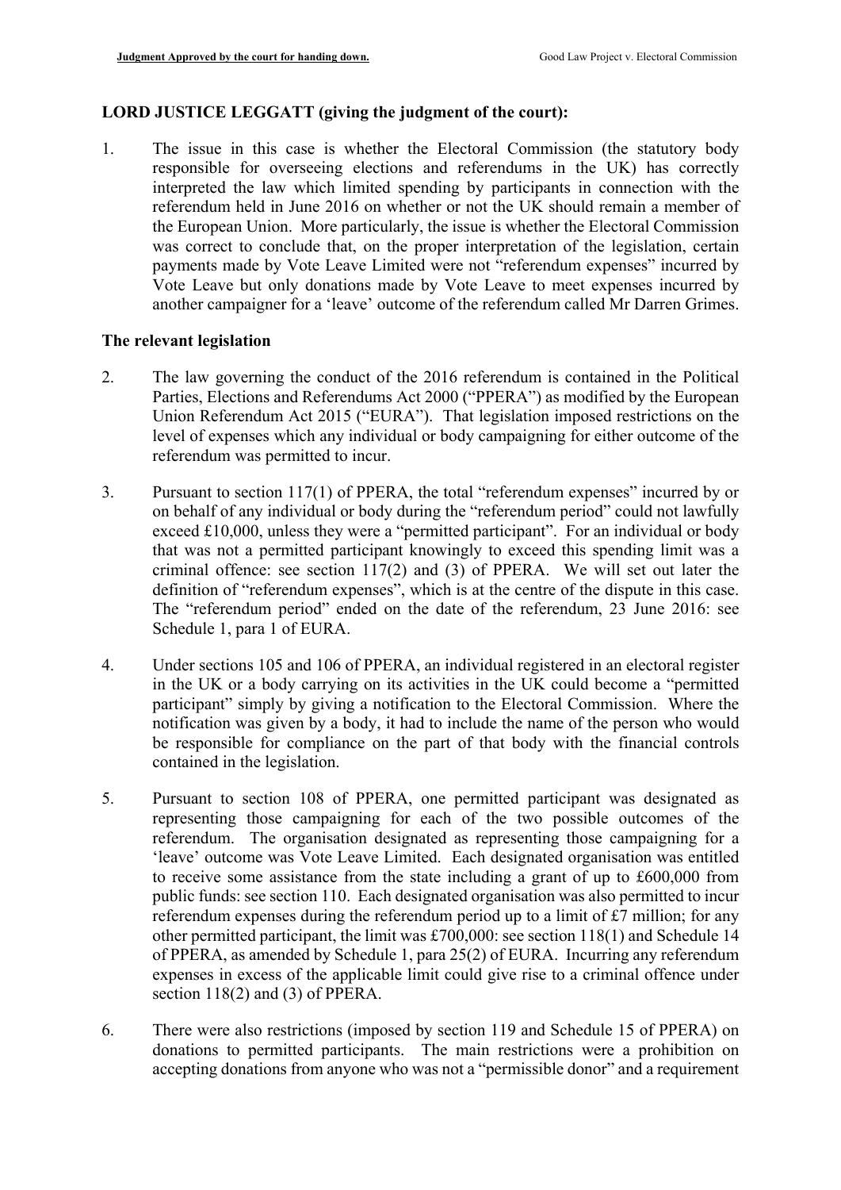**LORD JUSTICE LEGGATT (giving the judgment of the court):**

1. The issue in this case is whether the Electoral Commission (the statutory body responsible for overseeing elections and referendums in the UK) has correctly interpreted the law which limited spending by participants in connection with the referendum held in June 2016 on whether or not the UK should remain a member of the European Union. More particularly, the issue is whether the Electoral Commission was correct to conclude that, on the proper interpretation of the legislation, certain payments made by Vote Leave Limited were not "referendum expenses" incurred by Vote Leave but only donations made by Vote Leave to meet expenses incurred by another campaigner for a 'leave' outcome of the referendum called Mr Darren Grimes.

## The relevant legislation

2. The law governing the conduct of the 2016 referendum is contained in the Political Parties, Elections and Referendums Act 2000 ("PPERA") as modified by the European Union Referendum Act 2015 ("EURA"). That legislation imposed restrictions on the level of expenses which any individual or body campaigning for either outcome of the referendum was permitted to incur.

3. Pursuant to section 117(1) of PPERA, the total "referendum expenses" incurred by or on behalf of any individual or body during the "referendum period" could not lawfully exceed £10,000, unless they were a "permitted participant". For an individual or body that was not a permitted participant knowingly to exceed this spending limit was a criminal offence: see section 117(2) and (3) of PPERA. We will set out later the definition of "referendum expenses", which is at the centre of the dispute in this case. The "referendum period" ended on the date of the referendum, 23 June 2016: see Schedule 1, para 1 of EURA.

4. Under sections 105 and 106 of PPERA, an individual registered in an electoral register in the UK or a body carrying on its activities in the UK could become a "permitted participant" simply by giving a notification to the Electoral Commission. Where the notification was given by a body, it had to include the name of the person who would be responsible for compliance on the part of that body with the financial controls contained in the legislation.

5. Pursuant to section 108 of PPERA, one permitted participant was designated as representing those campaigning for each of the two possible outcomes of the referendum. The organisation designated as representing those campaigning for a 'leave' outcome was Vote Leave Limited. Each designated organisation was entitled to receive some assistance from the state including a grant of up to £600,000 from public funds: see section 110. Each designated organisation was also permitted to incur referendum expenses during the referendum period up to a limit of £7 million; for any other permitted participant, the limit was £700,000: see section 118(1) and Schedule 14 of PPERA, as amended by Schedule 1, para 25(2) of EURA. Incurring any referendum expenses in excess of the applicable limit could give rise to a criminal offence under section 118(2) and (3) of PPERA.

6. There were also restrictions (imposed by section 119 and Schedule 15 of PPERA) on donations to permitted participants. The main restrictions were a prohibition on accepting donations from anyone who was not a "permissible donor" and a requirement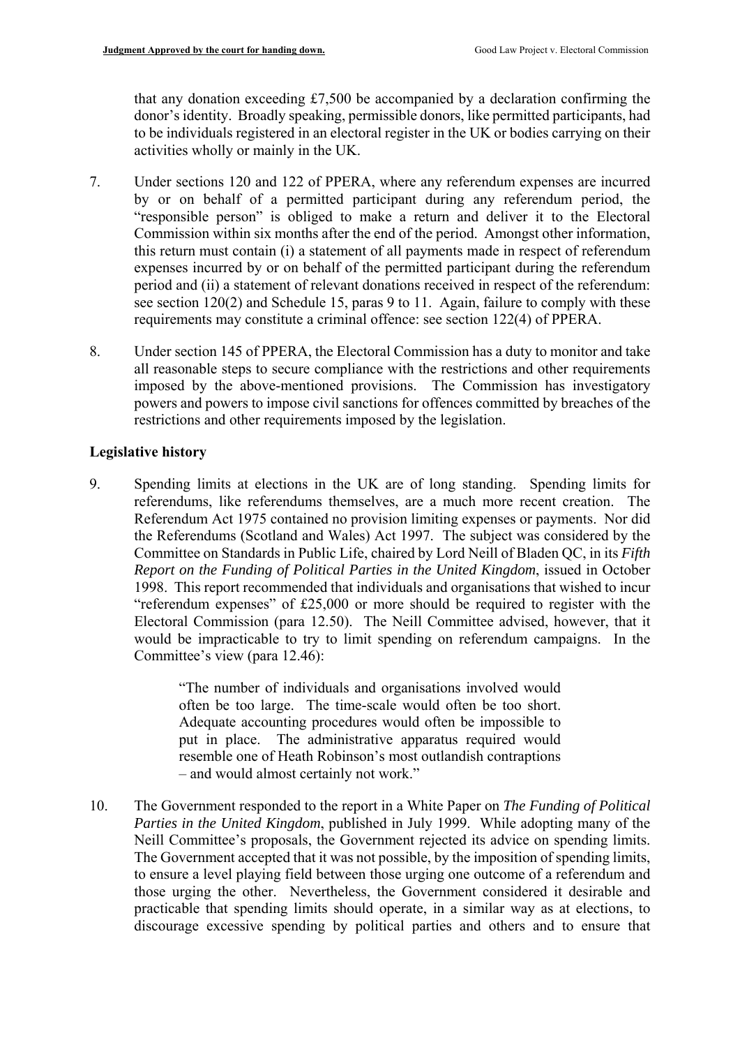that any donation exceeding £7,500 be accompanied by a declaration confirming the donor's identity. Broadly speaking, permissible donors, like permitted participants, had to be individuals registered in an electoral register in the UK or bodies carrying on their activities wholly or mainly in the UK.

7. Under sections 120 and 122 of PPERA, where any referendum expenses are incurred by or on behalf of a permitted participant during any referendum period, the "responsible person" is obliged to make a return and deliver it to the Electoral Commission within six months after the end of the period. Amongst other information, this return must contain (i) a statement of all payments made in respect of referendum expenses incurred by or on behalf of the permitted participant during the referendum period and (ii) a statement of relevant donations received in respect of the referendum: see section 120(2) and Schedule 15, paras 9 to 11. Again, failure to comply with these requirements may constitute a criminal offence: see section 122(4) of PPERA.

8. Under section 145 of PPERA, the Electoral Commission has a duty to monitor and take all reasonable steps to secure compliance with the restrictions and other requirements imposed by the above-mentioned provisions. The Commission has investigatory powers and powers to impose civil sanctions for offences committed by breaches of the restrictions and other requirements imposed by the legislation.

## Legislative history

9. Spending limits at elections in the UK are of long standing. Spending limits for referendums, like referendums themselves, are a much more recent creation. The Referendum Act 1975 contained no provision limiting expenses or payments. Nor did the Referendums (Scotland and Wales) Act 1997. The subject was considered by the Committee on Standards in Public Life, chaired by Lord Neill of Bladen QC, in its *Fifth Report on the Funding of Political Parties in the United Kingdom*, issued in October 1998. This report recommended that individuals and organisations that wished to incur "referendum expenses" of £25,000 or more should be required to register with the Electoral Commission (para 12.50). The Neill Committee advised, however, that it would be impracticable to try to limit spending on referendum campaigns. In the Committee's view (para 12.46):

> "The number of individuals and organisations involved would often be too large. The time-scale would often be too short. Adequate accounting procedures would often be impossible to put in place. The administrative apparatus required would resemble one of Heath Robinson's most outlandish contraptions – and would almost certainly not work."

10. The Government responded to the report in a White Paper on *The Funding of Political Parties in the United Kingdom*, published in July 1999. While adopting many of the Neill Committee's proposals, the Government rejected its advice on spending limits. The Government accepted that it was not possible, by the imposition of spending limits, to ensure a level playing field between those urging one outcome of a referendum and those urging the other. Nevertheless, the Government considered it desirable and practicable that spending limits should operate, in a similar way as at elections, to discourage excessive spending by political parties and others and to ensure that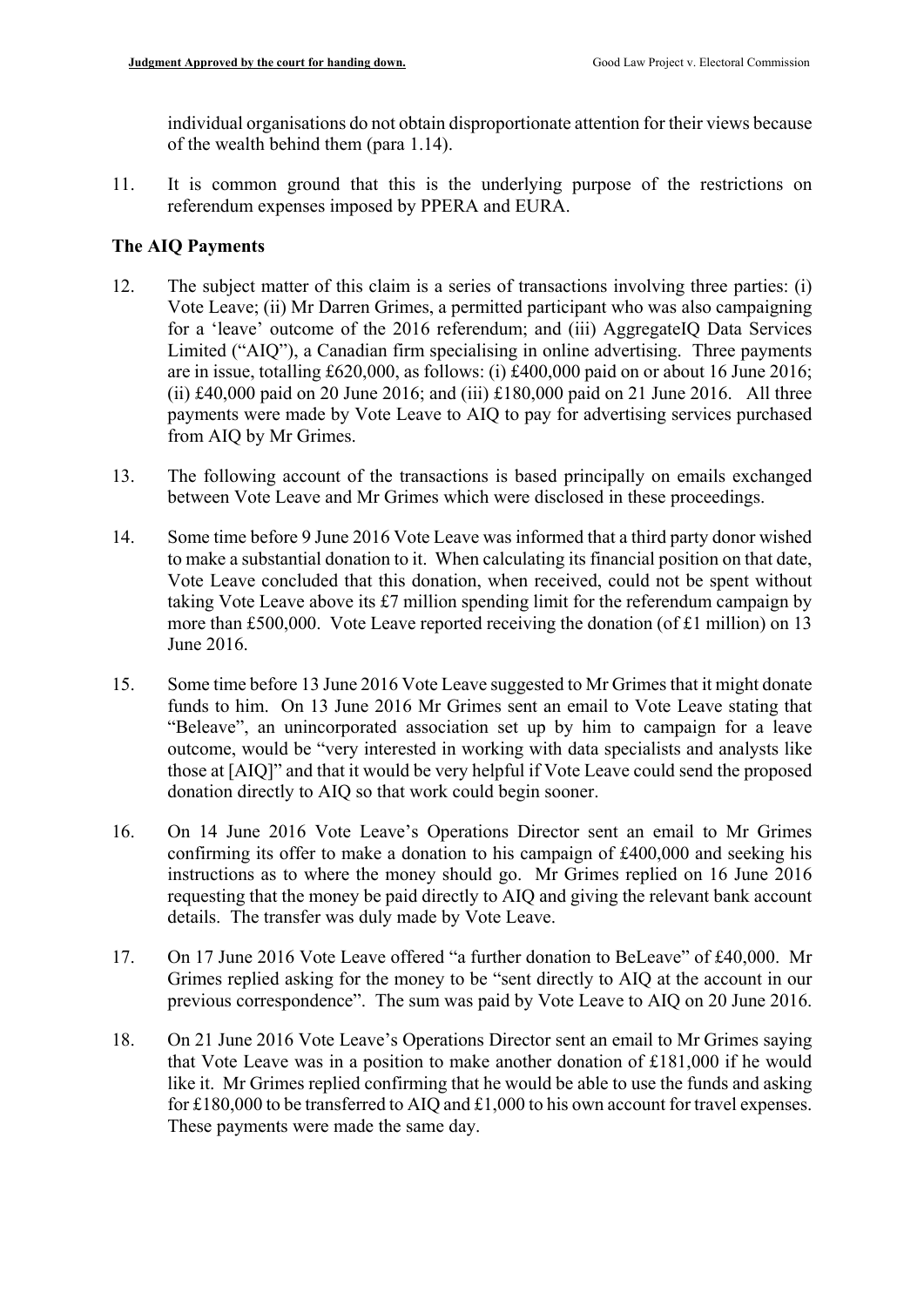individual organisations do not obtain disproportionate attention for their views because of the wealth behind them (para 1.14).

11. It is common ground that this is the underlying purpose of the restrictions on referendum expenses imposed by PPERA and EURA.

**The AIQ Payments**

12. The subject matter of this claim is a series of transactions involving three parties: (i) Vote Leave; (ii) Mr Darren Grimes, a permitted participant who was also campaigning for a 'leave' outcome of the 2016 referendum; and (iii) AggregateIQ Data Services Limited ("AIQ"), a Canadian firm specialising in online advertising. Three payments are in issue, totalling £620,000, as follows: (i) £400,000 paid on or about 16 June 2016; (ii) £40,000 paid on 20 June 2016; and (iii) £180,000 paid on 21 June 2016. All three payments were made by Vote Leave to AIQ to pay for advertising services purchased from AIQ by Mr Grimes.

13. The following account of the transactions is based principally on emails exchanged between Vote Leave and Mr Grimes which were disclosed in these proceedings.

14. Some time before 9 June 2016 Vote Leave was informed that a third party donor wished to make a substantial donation to it. When calculating its financial position on that date, Vote Leave concluded that this donation, when received, could not be spent without taking Vote Leave above its £7 million spending limit for the referendum campaign by more than £500,000. Vote Leave reported receiving the donation (of £1 million) on 13 June 2016.

15. Some time before 13 June 2016 Vote Leave suggested to Mr Grimes that it might donate funds to him. On 13 June 2016 Mr Grimes sent an email to Vote Leave stating that "Beleave", an unincorporated association set up by him to campaign for a leave outcome, would be "very interested in working with data specialists and analysts like those at [AIQ]" and that it would be very helpful if Vote Leave could send the proposed donation directly to AIQ so that work could begin sooner.

16. On 14 June 2016 Vote Leave's Operations Director sent an email to Mr Grimes confirming its offer to make a donation to his campaign of £400,000 and seeking his instructions as to where the money should go. Mr Grimes replied on 16 June 2016 requesting that the money be paid directly to AIQ and giving the relevant bank account details. The transfer was duly made by Vote Leave.

17. On 17 June 2016 Vote Leave offered "a further donation to BeLeave" of £40,000. Mr Grimes replied asking for the money to be "sent directly to AIQ at the account in our previous correspondence". The sum was paid by Vote Leave to AIQ on 20 June 2016.

18. On 21 June 2016 Vote Leave's Operations Director sent an email to Mr Grimes saying that Vote Leave was in a position to make another donation of £181,000 if he would like it. Mr Grimes replied confirming that he would be able to use the funds and asking for £180,000 to be transferred to AIQ and £1,000 to his own account for travel expenses. These payments were made the same day.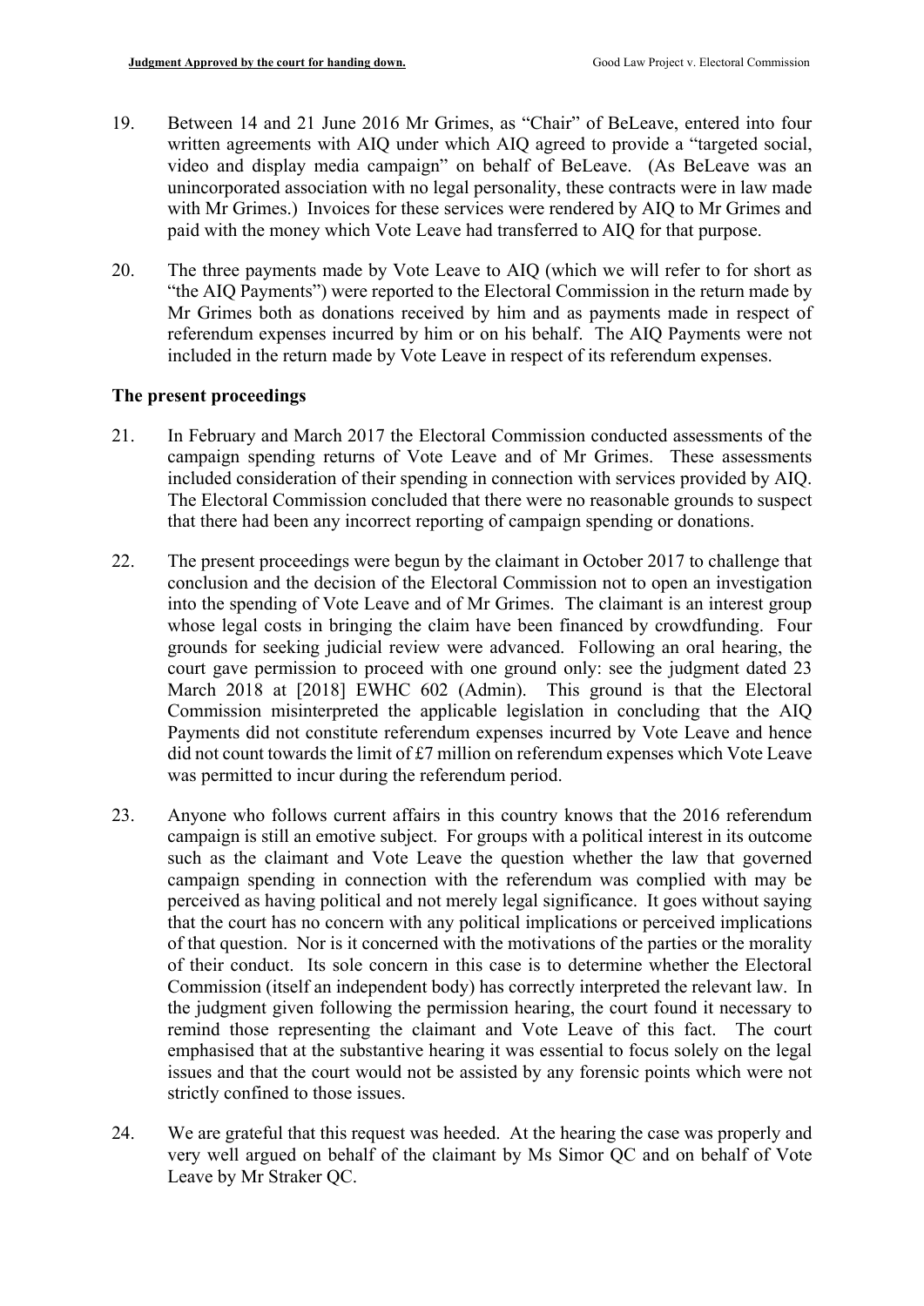19. Between 14 and 21 June 2016 Mr Grimes, as "Chair" of BeLeave, entered into four written agreements with AIQ under which AIQ agreed to provide a "targeted social, video and display media campaign" on behalf of BeLeave. (As BeLeave was an unincorporated association with no legal personality, these contracts were in law made with Mr Grimes.) Invoices for these services were rendered by AIQ to Mr Grimes and paid with the money which Vote Leave had transferred to AIQ for that purpose.

20. The three payments made by Vote Leave to AIQ (which we will refer to for short as "the AIQ Payments") were reported to the Electoral Commission in the return made by Mr Grimes both as donations received by him and as payments made in respect of referendum expenses incurred by him or on his behalf. The AIQ Payments were not included in the return made by Vote Leave in respect of its referendum expenses.

## The present proceedings

21. In February and March 2017 the Electoral Commission conducted assessments of the campaign spending returns of Vote Leave and of Mr Grimes. These assessments included consideration of their spending in connection with services provided by AIQ. The Electoral Commission concluded that there were no reasonable grounds to suspect that there had been any incorrect reporting of campaign spending or donations.

22. The present proceedings were begun by the claimant in October 2017 to challenge that conclusion and the decision of the Electoral Commission not to open an investigation into the spending of Vote Leave and of Mr Grimes. The claimant is an interest group whose legal costs in bringing the claim have been financed by crowdfunding. Four grounds for seeking judicial review were advanced. Following an oral hearing, the court gave permission to proceed with one ground only: see the judgment dated 23 March 2018 at [2018] EWHC 602 (Admin). This ground is that the Electoral Commission misinterpreted the applicable legislation in concluding that the AIQ Payments did not constitute referendum expenses incurred by Vote Leave and hence did not count towards the limit of £7 million on referendum expenses which Vote Leave was permitted to incur during the referendum period.

23. Anyone who follows current affairs in this country knows that the 2016 referendum campaign is still an emotive subject. For groups with a political interest in its outcome such as the claimant and Vote Leave the question whether the law that governed campaign spending in connection with the referendum was complied with may be perceived as having political and not merely legal significance. It goes without saying that the court has no concern with any political implications or perceived implications of that question. Nor is it concerned with the motivations of the parties or the morality of their conduct. Its sole concern in this case is to determine whether the Electoral Commission (itself an independent body) has correctly interpreted the relevant law. In the judgment given following the permission hearing, the court found it necessary to remind those representing the claimant and Vote Leave of this fact. The court emphasised that at the substantive hearing it was essential to focus solely on the legal issues and that the court would not be assisted by any forensic points which were not strictly confined to those issues.

24. We are grateful that this request was heeded. At the hearing the case was properly and very well argued on behalf of the claimant by Ms Simor QC and on behalf of Vote Leave by Mr Straker QC.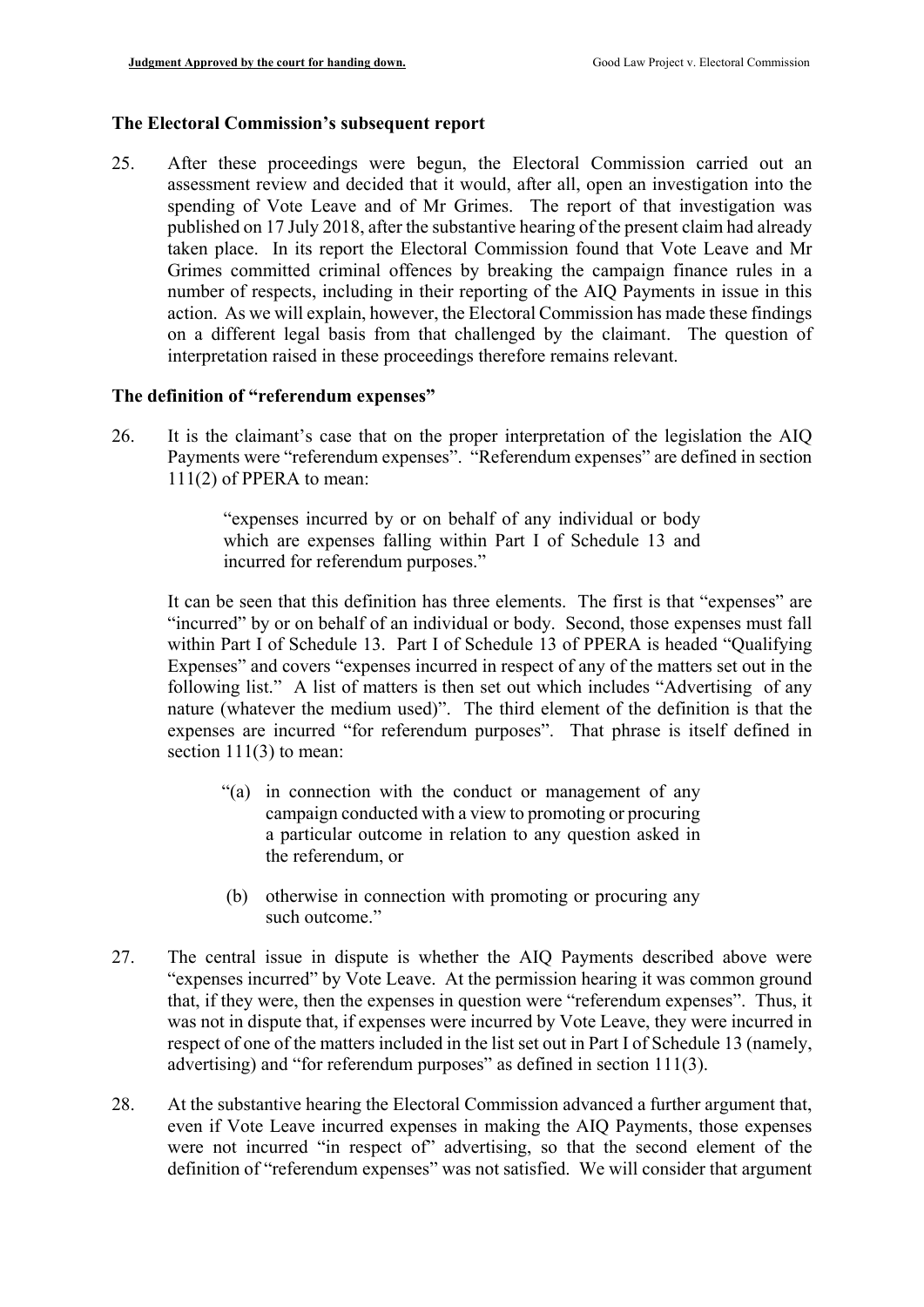## The Electoral Commission's subsequent report

25. After these proceedings were begun, the Electoral Commission carried out an assessment review and decided that it would, after all, open an investigation into the spending of Vote Leave and of Mr Grimes. The report of that investigation was published on 17 July 2018, after the substantive hearing of the present claim had already taken place. In its report the Electoral Commission found that Vote Leave and Mr Grimes committed criminal offences by breaking the campaign finance rules in a number of respects, including in their reporting of the AIQ Payments in issue in this action. As we will explain, however, the Electoral Commission has made these findings on a different legal basis from that challenged by the claimant. The question of interpretation raised in these proceedings therefore remains relevant.

## The definition of "referendum expenses"

26. It is the claimant's case that on the proper interpretation of the legislation the AIQ Payments were "referendum expenses". "Referendum expenses" are defined in section 111(2) of PPERA to mean:

    > "expenses incurred by or on behalf of any individual or body which are expenses falling within Part I of Schedule 13 and incurred for referendum purposes."

    It can be seen that this definition has three elements. The first is that "expenses" are "incurred" by or on behalf of an individual or body. Second, those expenses must fall within Part I of Schedule 13. Part I of Schedule 13 of PPERA is headed "Qualifying Expenses" and covers "expenses incurred in respect of any of the matters set out in the following list." A list of matters is then set out which includes "Advertising of any nature (whatever the medium used)". The third element of the definition is that the expenses are incurred "for referendum purposes". That phrase is itself defined in section 111(3) to mean:

    > "(a) in connection with the conduct or management of any campaign conducted with a view to promoting or procuring a particular outcome in relation to any question asked in the referendum, or
    >
    > (b) otherwise in connection with promoting or procuring any such outcome."

27. The central issue in dispute is whether the AIQ Payments described above were "expenses incurred" by Vote Leave. At the permission hearing it was common ground that, if they were, then the expenses in question were "referendum expenses". Thus, it was not in dispute that, if expenses were incurred by Vote Leave, they were incurred in respect of one of the matters included in the list set out in Part I of Schedule 13 (namely, advertising) and "for referendum purposes" as defined in section 111(3).

28. At the substantive hearing the Electoral Commission advanced a further argument that, even if Vote Leave incurred expenses in making the AIQ Payments, those expenses were not incurred "in respect of" advertising, so that the second element of the definition of "referendum expenses" was not satisfied. We will consider that argument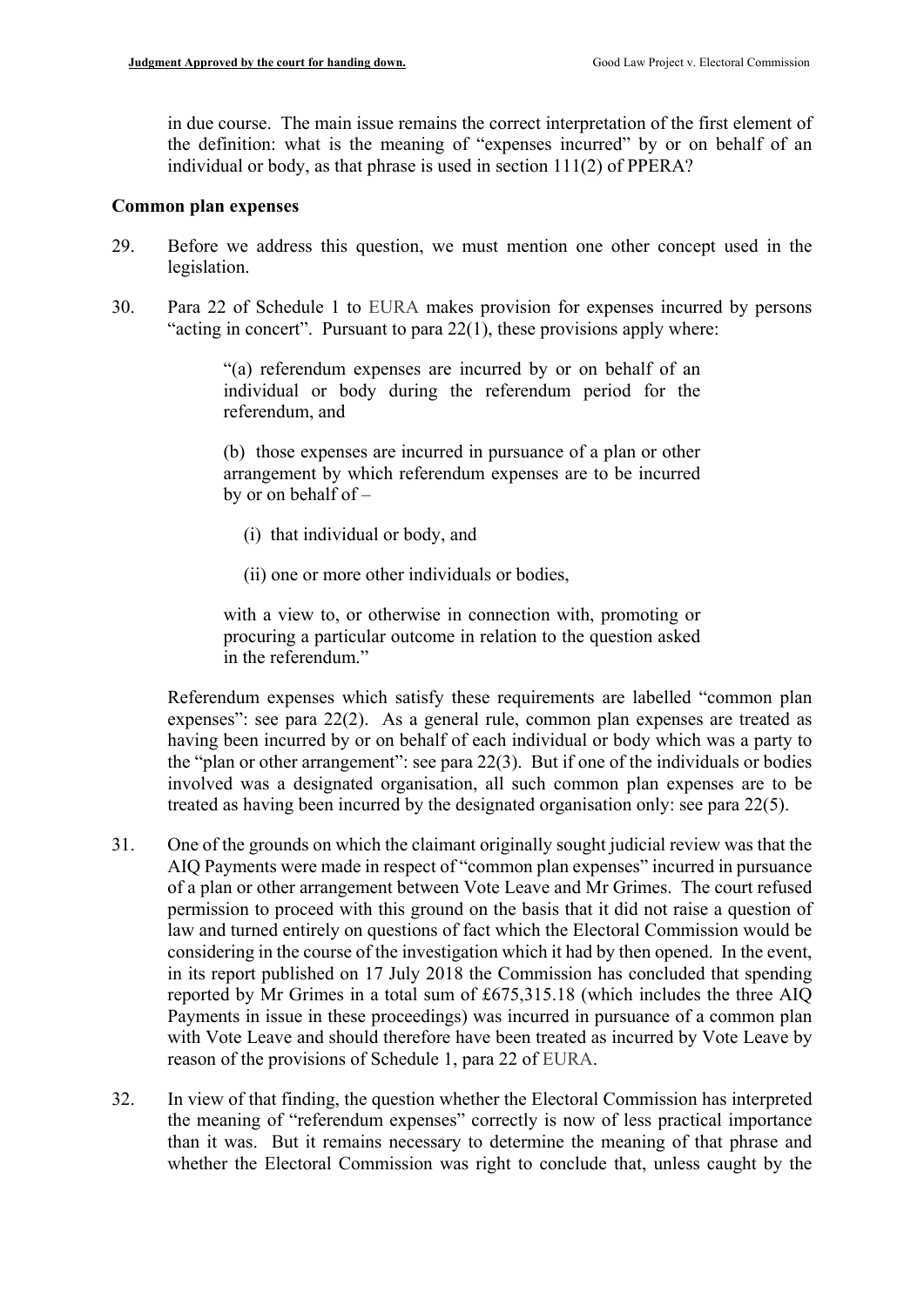in due course. The main issue remains the correct interpretation of the first element of the definition: what is the meaning of "expenses incurred" by or on behalf of an individual or body, as that phrase is used in section 111(2) of PPERA?

**Common plan expenses**

29. Before we address this question, we must mention one other concept used in the legislation.

30. Para 22 of Schedule 1 to EURA makes provision for expenses incurred by persons "acting in concert". Pursuant to para 22(1), these provisions apply where:

> "(a) referendum expenses are incurred by or on behalf of an individual or body during the referendum period for the referendum, and
>
> (b) those expenses are incurred in pursuance of a plan or other arrangement by which referendum expenses are to be incurred by or on behalf of –
>
> (i) that individual or body, and
>
> (ii) one or more other individuals or bodies,
>
> with a view to, or otherwise in connection with, promoting or procuring a particular outcome in relation to the question asked in the referendum."

Referendum expenses which satisfy these requirements are labelled "common plan expenses": see para 22(2). As a general rule, common plan expenses are treated as having been incurred by or on behalf of each individual or body which was a party to the "plan or other arrangement": see para 22(3). But if one of the individuals or bodies involved was a designated organisation, all such common plan expenses are to be treated as having been incurred by the designated organisation only: see para 22(5).

31. One of the grounds on which the claimant originally sought judicial review was that the AIQ Payments were made in respect of "common plan expenses" incurred in pursuance of a plan or other arrangement between Vote Leave and Mr Grimes. The court refused permission to proceed with this ground on the basis that it did not raise a question of law and turned entirely on questions of fact which the Electoral Commission would be considering in the course of the investigation which it had by then opened. In the event, in its report published on 17 July 2018 the Commission has concluded that spending reported by Mr Grimes in a total sum of £675,315.18 (which includes the three AIQ Payments in issue in these proceedings) was incurred in pursuance of a common plan with Vote Leave and should therefore have been treated as incurred by Vote Leave by reason of the provisions of Schedule 1, para 22 of EURA.

32. In view of that finding, the question whether the Electoral Commission has interpreted the meaning of "referendum expenses" correctly is now of less practical importance than it was. But it remains necessary to determine the meaning of that phrase and whether the Electoral Commission was right to conclude that, unless caught by the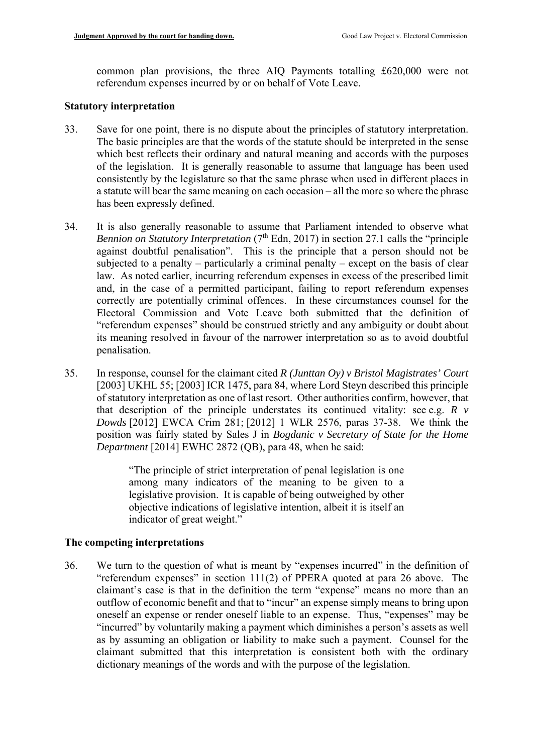common plan provisions, the three AIQ Payments totalling £620,000 were not referendum expenses incurred by or on behalf of Vote Leave.

## Statutory interpretation

33. Save for one point, there is no dispute about the principles of statutory interpretation. The basic principles are that the words of the statute should be interpreted in the sense which best reflects their ordinary and natural meaning and accords with the purposes of the legislation. It is generally reasonable to assume that language has been used consistently by the legislature so that the same phrase when used in different places in a statute will bear the same meaning on each occasion – all the more so where the phrase has been expressly defined.

34. It is also generally reasonable to assume that Parliament intended to observe what *Bennion on Statutory Interpretation* (7th Edn, 2017) in section 27.1 calls the "principle against doubtful penalisation". This is the principle that a person should not be subjected to a penalty – particularly a criminal penalty – except on the basis of clear law. As noted earlier, incurring referendum expenses in excess of the prescribed limit and, in the case of a permitted participant, failing to report referendum expenses correctly are potentially criminal offences. In these circumstances counsel for the Electoral Commission and Vote Leave both submitted that the definition of "referendum expenses" should be construed strictly and any ambiguity or doubt about its meaning resolved in favour of the narrower interpretation so as to avoid doubtful penalisation.

35. In response, counsel for the claimant cited *R (Junttan Oy) v Bristol Magistrates' Court* [2003] UKHL 55; [2003] ICR 1475, para 84, where Lord Steyn described this principle of statutory interpretation as one of last resort. Other authorities confirm, however, that that description of the principle understates its continued vitality: see e.g. *R v Dowds* [2012] EWCA Crim 281; [2012] 1 WLR 2576, paras 37-38. We think the position was fairly stated by Sales J in *Bogdanic v Secretary of State for the Home Department* [2014] EWHC 2872 (QB), para 48, when he said:

> "The principle of strict interpretation of penal legislation is one among many indicators of the meaning to be given to a legislative provision. It is capable of being outweighed by other objective indications of legislative intention, albeit it is itself an indicator of great weight."

## The competing interpretations

36. We turn to the question of what is meant by "expenses incurred" in the definition of "referendum expenses" in section 111(2) of PPERA quoted at para 26 above. The claimant's case is that in the definition the term "expense" means no more than an outflow of economic benefit and that to "incur" an expense simply means to bring upon oneself an expense or render oneself liable to an expense. Thus, "expenses" may be "incurred" by voluntarily making a payment which diminishes a person's assets as well as by assuming an obligation or liability to make such a payment. Counsel for the claimant submitted that this interpretation is consistent both with the ordinary dictionary meanings of the words and with the purpose of the legislation.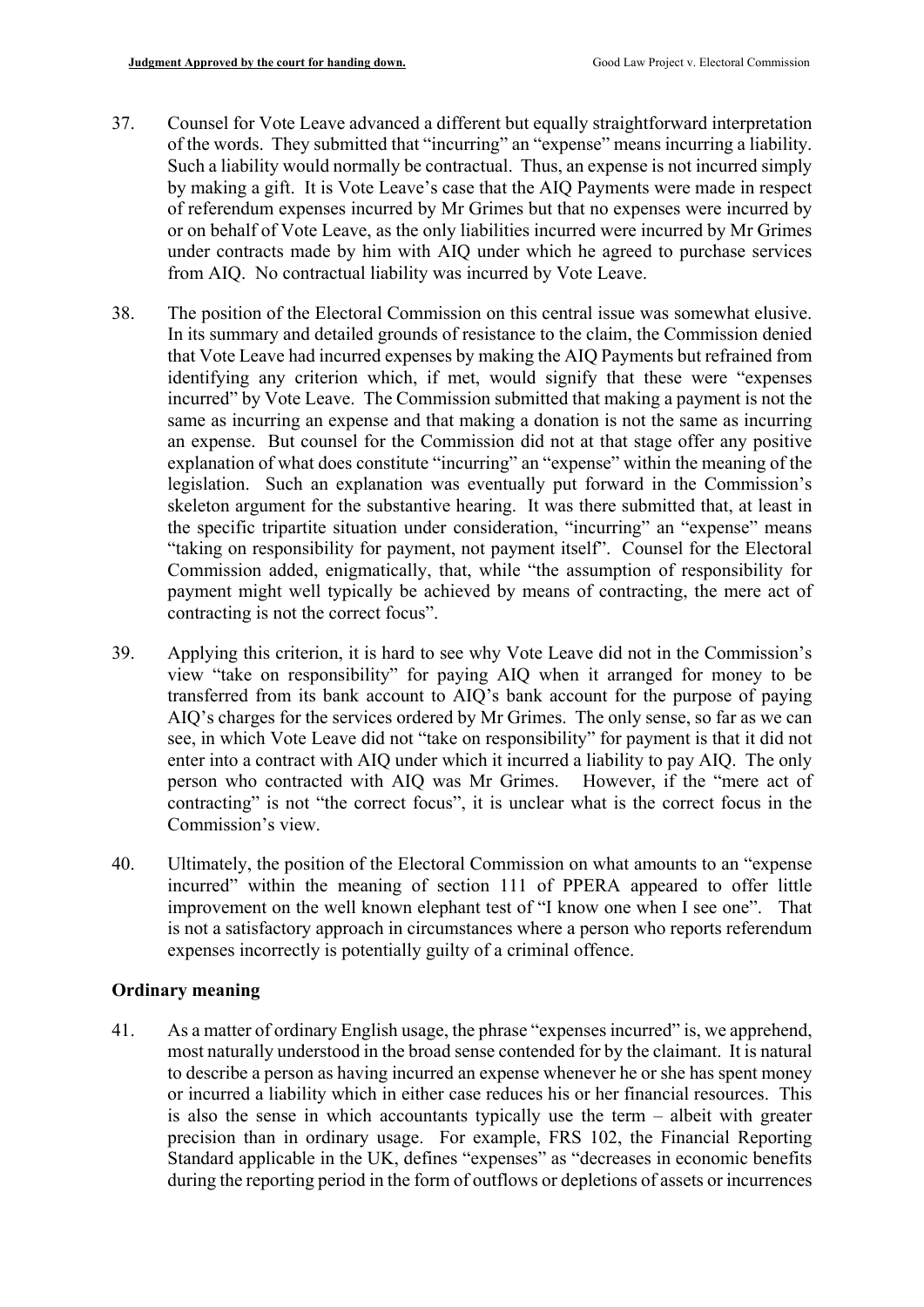37. Counsel for Vote Leave advanced a different but equally straightforward interpretation of the words. They submitted that "incurring" an "expense" means incurring a liability. Such a liability would normally be contractual. Thus, an expense is not incurred simply by making a gift. It is Vote Leave's case that the AIQ Payments were made in respect of referendum expenses incurred by Mr Grimes but that no expenses were incurred by or on behalf of Vote Leave, as the only liabilities incurred were incurred by Mr Grimes under contracts made by him with AIQ under which he agreed to purchase services from AIQ. No contractual liability was incurred by Vote Leave.

38. The position of the Electoral Commission on this central issue was somewhat elusive. In its summary and detailed grounds of resistance to the claim, the Commission denied that Vote Leave had incurred expenses by making the AIQ Payments but refrained from identifying any criterion which, if met, would signify that these were "expenses incurred" by Vote Leave. The Commission submitted that making a payment is not the same as incurring an expense and that making a donation is not the same as incurring an expense. But counsel for the Commission did not at that stage offer any positive explanation of what does constitute "incurring" an "expense" within the meaning of the legislation. Such an explanation was eventually put forward in the Commission's skeleton argument for the substantive hearing. It was there submitted that, at least in the specific tripartite situation under consideration, "incurring" an "expense" means "taking on responsibility for payment, not payment itself". Counsel for the Electoral Commission added, enigmatically, that, while "the assumption of responsibility for payment might well typically be achieved by means of contracting, the mere act of contracting is not the correct focus".

39. Applying this criterion, it is hard to see why Vote Leave did not in the Commission's view "take on responsibility" for paying AIQ when it arranged for money to be transferred from its bank account to AIQ's bank account for the purpose of paying AIQ's charges for the services ordered by Mr Grimes. The only sense, so far as we can see, in which Vote Leave did not "take on responsibility" for payment is that it did not enter into a contract with AIQ under which it incurred a liability to pay AIQ. The only person who contracted with AIQ was Mr Grimes. However, if the "mere act of contracting" is not "the correct focus", it is unclear what is the correct focus in the Commission's view.

40. Ultimately, the position of the Electoral Commission on what amounts to an "expense incurred" within the meaning of section 111 of PPERA appeared to offer little improvement on the well known elephant test of "I know one when I see one". That is not a satisfactory approach in circumstances where a person who reports referendum expenses incorrectly is potentially guilty of a criminal offence.

## Ordinary meaning

41. As a matter of ordinary English usage, the phrase "expenses incurred" is, we apprehend, most naturally understood in the broad sense contended for by the claimant. It is natural to describe a person as having incurred an expense whenever he or she has spent money or incurred a liability which in either case reduces his or her financial resources. This is also the sense in which accountants typically use the term – albeit with greater precision than in ordinary usage. For example, FRS 102, the Financial Reporting Standard applicable in the UK, defines "expenses" as "decreases in economic benefits during the reporting period in the form of outflows or depletions of assets or incurrences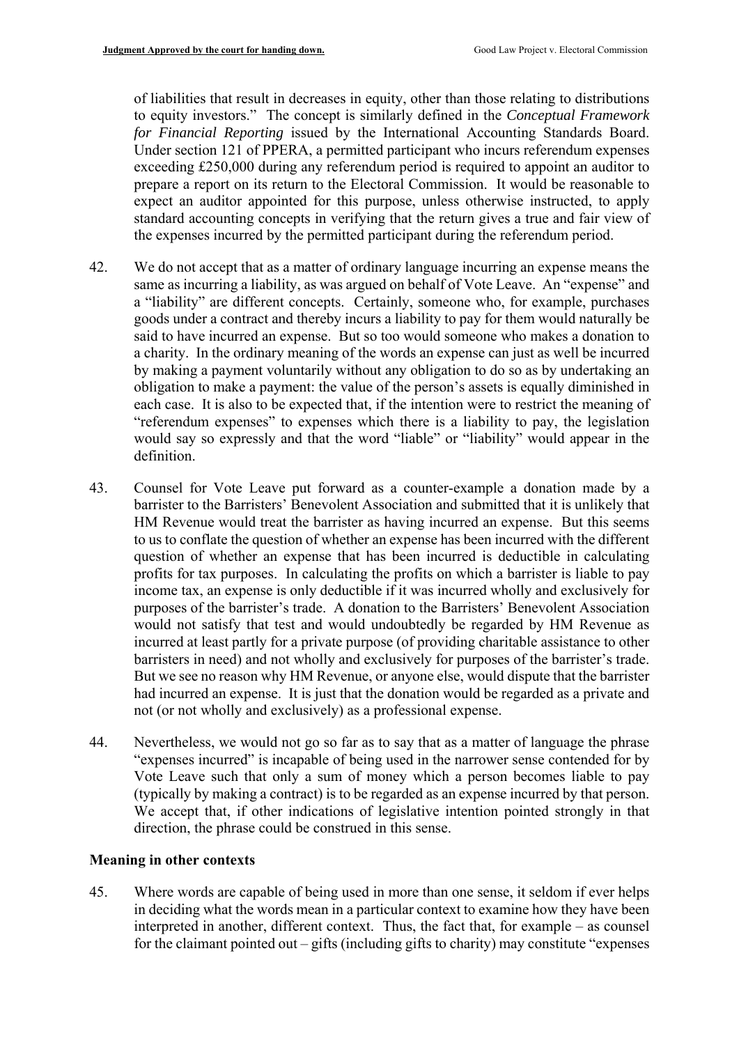of liabilities that result in decreases in equity, other than those relating to distributions to equity investors." The concept is similarly defined in the *Conceptual Framework for Financial Reporting* issued by the International Accounting Standards Board. Under section 121 of PPERA, a permitted participant who incurs referendum expenses exceeding £250,000 during any referendum period is required to appoint an auditor to prepare a report on its return to the Electoral Commission. It would be reasonable to expect an auditor appointed for this purpose, unless otherwise instructed, to apply standard accounting concepts in verifying that the return gives a true and fair view of the expenses incurred by the permitted participant during the referendum period.

42. We do not accept that as a matter of ordinary language incurring an expense means the same as incurring a liability, as was argued on behalf of Vote Leave. An "expense" and a "liability" are different concepts. Certainly, someone who, for example, purchases goods under a contract and thereby incurs a liability to pay for them would naturally be said to have incurred an expense. But so too would someone who makes a donation to a charity. In the ordinary meaning of the words an expense can just as well be incurred by making a payment voluntarily without any obligation to do so as by undertaking an obligation to make a payment: the value of the person's assets is equally diminished in each case. It is also to be expected that, if the intention were to restrict the meaning of "referendum expenses" to expenses which there is a liability to pay, the legislation would say so expressly and that the word "liable" or "liability" would appear in the definition.

43. Counsel for Vote Leave put forward as a counter-example a donation made by a barrister to the Barristers' Benevolent Association and submitted that it is unlikely that HM Revenue would treat the barrister as having incurred an expense. But this seems to us to conflate the question of whether an expense has been incurred with the different question of whether an expense that has been incurred is deductible in calculating profits for tax purposes. In calculating the profits on which a barrister is liable to pay income tax, an expense is only deductible if it was incurred wholly and exclusively for purposes of the barrister's trade. A donation to the Barristers' Benevolent Association would not satisfy that test and would undoubtedly be regarded by HM Revenue as incurred at least partly for a private purpose (of providing charitable assistance to other barristers in need) and not wholly and exclusively for purposes of the barrister's trade. But we see no reason why HM Revenue, or anyone else, would dispute that the barrister had incurred an expense. It is just that the donation would be regarded as a private and not (or not wholly and exclusively) as a professional expense.

44. Nevertheless, we would not go so far as to say that as a matter of language the phrase "expenses incurred" is incapable of being used in the narrower sense contended for by Vote Leave such that only a sum of money which a person becomes liable to pay (typically by making a contract) is to be regarded as an expense incurred by that person. We accept that, if other indications of legislative intention pointed strongly in that direction, the phrase could be construed in this sense.

### Meaning in other contexts

45. Where words are capable of being used in more than one sense, it seldom if ever helps in deciding what the words mean in a particular context to examine how they have been interpreted in another, different context. Thus, the fact that, for example – as counsel for the claimant pointed out – gifts (including gifts to charity) may constitute "expenses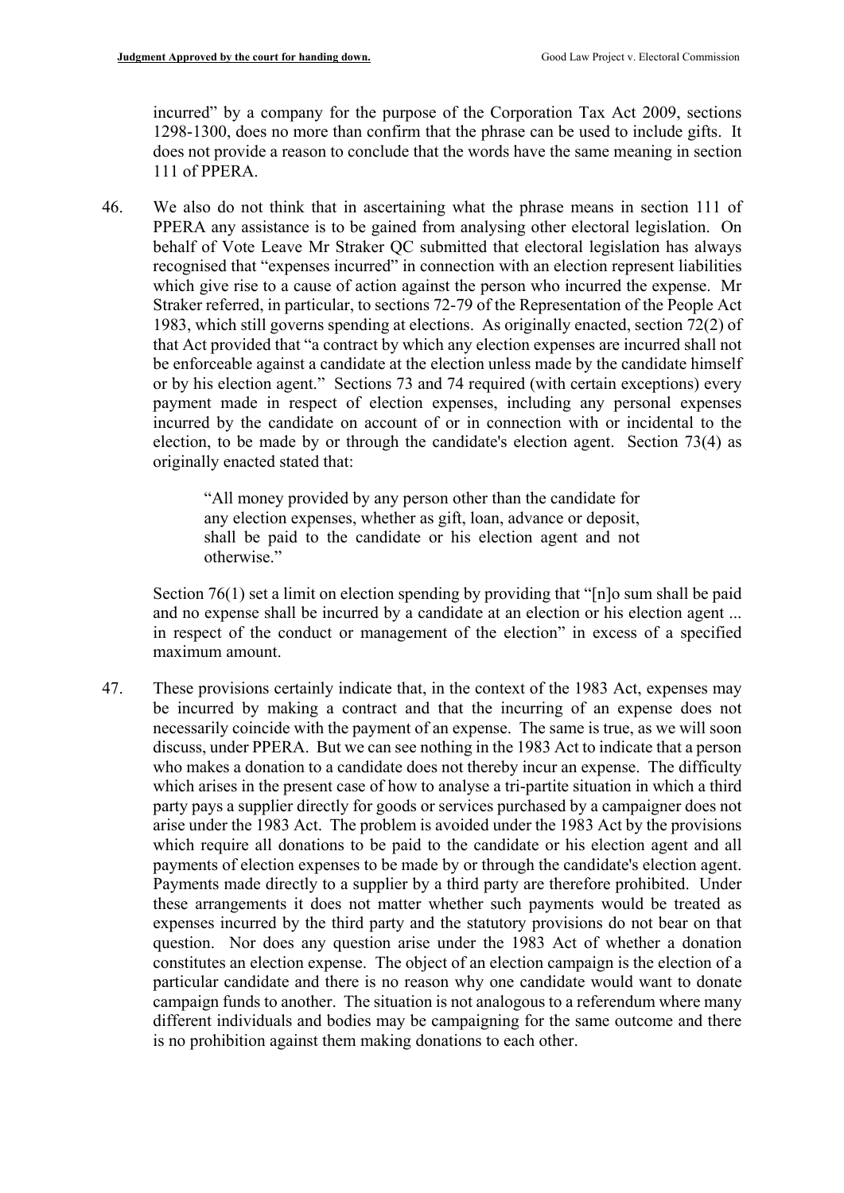incurred" by a company for the purpose of the Corporation Tax Act 2009, sections 1298-1300, does no more than confirm that the phrase can be used to include gifts. It does not provide a reason to conclude that the words have the same meaning in section 111 of PPERA.

46. We also do not think that in ascertaining what the phrase means in section 111 of PPERA any assistance is to be gained from analysing other electoral legislation. On behalf of Vote Leave Mr Straker QC submitted that electoral legislation has always recognised that "expenses incurred" in connection with an election represent liabilities which give rise to a cause of action against the person who incurred the expense. Mr Straker referred, in particular, to sections 72-79 of the Representation of the People Act 1983, which still governs spending at elections. As originally enacted, section 72(2) of that Act provided that "a contract by which any election expenses are incurred shall not be enforceable against a candidate at the election unless made by the candidate himself or by his election agent." Sections 73 and 74 required (with certain exceptions) every payment made in respect of election expenses, including any personal expenses incurred by the candidate on account of or in connection with or incidental to the election, to be made by or through the candidate's election agent. Section 73(4) as originally enacted stated that:

> "All money provided by any person other than the candidate for any election expenses, whether as gift, loan, advance or deposit, shall be paid to the candidate or his election agent and not otherwise."

Section 76(1) set a limit on election spending by providing that "[n]o sum shall be paid and no expense shall be incurred by a candidate at an election or his election agent ... in respect of the conduct or management of the election" in excess of a specified maximum amount.

47. These provisions certainly indicate that, in the context of the 1983 Act, expenses may be incurred by making a contract and that the incurring of an expense does not necessarily coincide with the payment of an expense. The same is true, as we will soon discuss, under PPERA. But we can see nothing in the 1983 Act to indicate that a person who makes a donation to a candidate does not thereby incur an expense. The difficulty which arises in the present case of how to analyse a tri-partite situation in which a third party pays a supplier directly for goods or services purchased by a campaigner does not arise under the 1983 Act. The problem is avoided under the 1983 Act by the provisions which require all donations to be paid to the candidate or his election agent and all payments of election expenses to be made by or through the candidate's election agent. Payments made directly to a supplier by a third party are therefore prohibited. Under these arrangements it does not matter whether such payments would be treated as expenses incurred by the third party and the statutory provisions do not bear on that question. Nor does any question arise under the 1983 Act of whether a donation constitutes an election expense. The object of an election campaign is the election of a particular candidate and there is no reason why one candidate would want to donate campaign funds to another. The situation is not analogous to a referendum where many different individuals and bodies may be campaigning for the same outcome and there is no prohibition against them making donations to each other.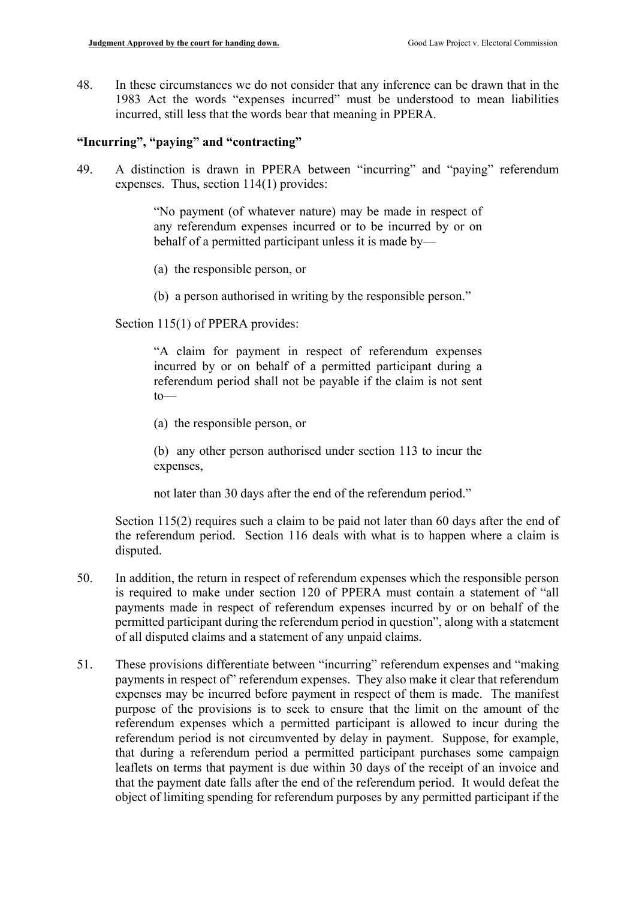48. In these circumstances we do not consider that any inference can be drawn that in the 1983 Act the words "expenses incurred" must be understood to mean liabilities incurred, still less that the words bear that meaning in PPERA.

### "Incurring", "paying" and "contracting"

49. A distinction is drawn in PPERA between "incurring" and "paying" referendum expenses. Thus, section 114(1) provides:

> "No payment (of whatever nature) may be made in respect of any referendum expenses incurred or to be incurred by or on behalf of a permitted participant unless it is made by—
>
> (a) the responsible person, or
>
> (b) a person authorised in writing by the responsible person."

Section 115(1) of PPERA provides:

> "A claim for payment in respect of referendum expenses incurred by or on behalf of a permitted participant during a referendum period shall not be payable if the claim is not sent to—
>
> (a) the responsible person, or
>
> (b) any other person authorised under section 113 to incur the expenses,
>
> not later than 30 days after the end of the referendum period."

Section 115(2) requires such a claim to be paid not later than 60 days after the end of the referendum period. Section 116 deals with what is to happen where a claim is disputed.

50. In addition, the return in respect of referendum expenses which the responsible person is required to make under section 120 of PPERA must contain a statement of "all payments made in respect of referendum expenses incurred by or on behalf of the permitted participant during the referendum period in question", along with a statement of all disputed claims and a statement of any unpaid claims.

51. These provisions differentiate between "incurring" referendum expenses and "making payments in respect of" referendum expenses. They also make it clear that referendum expenses may be incurred before payment in respect of them is made. The manifest purpose of the provisions is to seek to ensure that the limit on the amount of the referendum expenses which a permitted participant is allowed to incur during the referendum period is not circumvented by delay in payment. Suppose, for example, that during a referendum period a permitted participant purchases some campaign leaflets on terms that payment is due within 30 days of the receipt of an invoice and that the payment date falls after the end of the referendum period. It would defeat the object of limiting spending for referendum purposes by any permitted participant if the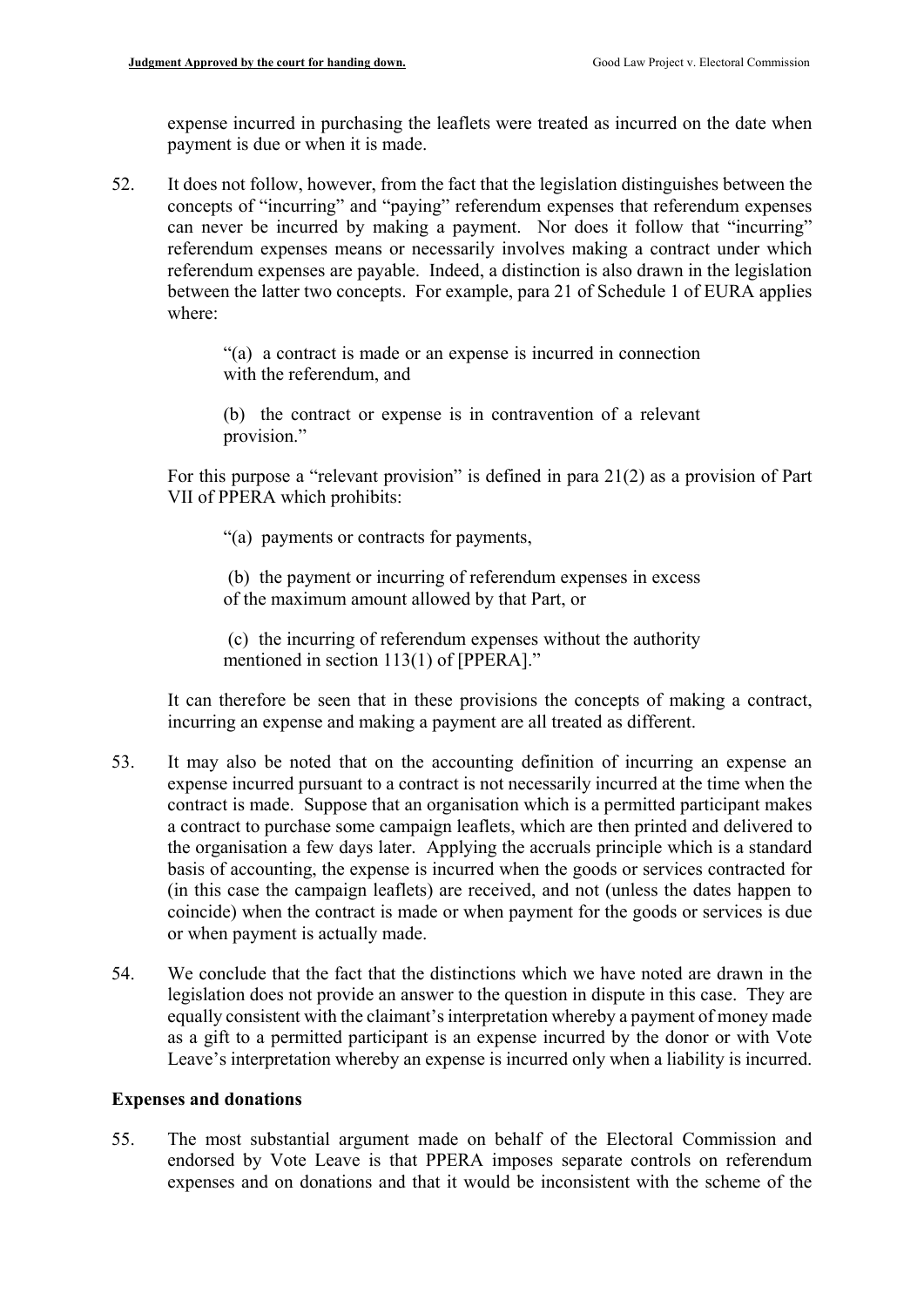expense incurred in purchasing the leaflets were treated as incurred on the date when payment is due or when it is made.

52. It does not follow, however, from the fact that the legislation distinguishes between the concepts of "incurring" and "paying" referendum expenses that referendum expenses can never be incurred by making a payment. Nor does it follow that "incurring" referendum expenses means or necessarily involves making a contract under which referendum expenses are payable. Indeed, a distinction is also drawn in the legislation between the latter two concepts. For example, para 21 of Schedule 1 of EURA applies where:

> "(a) a contract is made or an expense is incurred in connection with the referendum, and
>
> (b) the contract or expense is in contravention of a relevant provision."

For this purpose a "relevant provision" is defined in para 21(2) as a provision of Part VII of PPERA which prohibits:

> "(a) payments or contracts for payments,
>
> (b) the payment or incurring of referendum expenses in excess of the maximum amount allowed by that Part, or
>
> (c) the incurring of referendum expenses without the authority mentioned in section 113(1) of [PPERA]."

It can therefore be seen that in these provisions the concepts of making a contract, incurring an expense and making a payment are all treated as different.

53. It may also be noted that on the accounting definition of incurring an expense an expense incurred pursuant to a contract is not necessarily incurred at the time when the contract is made. Suppose that an organisation which is a permitted participant makes a contract to purchase some campaign leaflets, which are then printed and delivered to the organisation a few days later. Applying the accruals principle which is a standard basis of accounting, the expense is incurred when the goods or services contracted for (in this case the campaign leaflets) are received, and not (unless the dates happen to coincide) when the contract is made or when payment for the goods or services is due or when payment is actually made.

54. We conclude that the fact that the distinctions which we have noted are drawn in the legislation does not provide an answer to the question in dispute in this case. They are equally consistent with the claimant's interpretation whereby a payment of money made as a gift to a permitted participant is an expense incurred by the donor or with Vote Leave's interpretation whereby an expense is incurred only when a liability is incurred.

### Expenses and donations

55. The most substantial argument made on behalf of the Electoral Commission and endorsed by Vote Leave is that PPERA imposes separate controls on referendum expenses and on donations and that it would be inconsistent with the scheme of the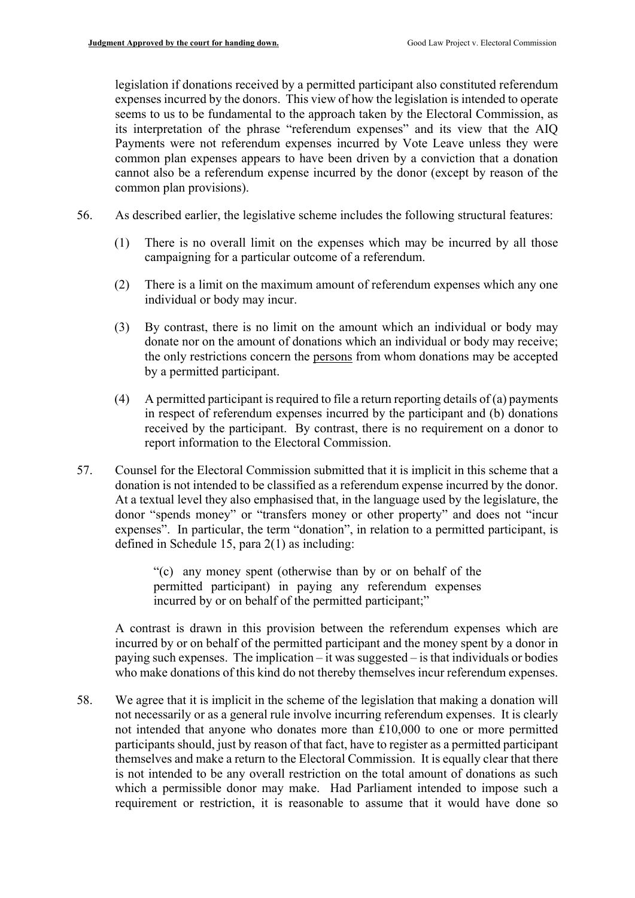legislation if donations received by a permitted participant also constituted referendum expenses incurred by the donors. This view of how the legislation is intended to operate seems to us to be fundamental to the approach taken by the Electoral Commission, as its interpretation of the phrase "referendum expenses" and its view that the AIQ Payments were not referendum expenses incurred by Vote Leave unless they were common plan expenses appears to have been driven by a conviction that a donation cannot also be a referendum expense incurred by the donor (except by reason of the common plan provisions).

56. As described earlier, the legislative scheme includes the following structural features:

    (1) There is no overall limit on the expenses which may be incurred by all those campaigning for a particular outcome of a referendum.

    (2) There is a limit on the maximum amount of referendum expenses which any one individual or body may incur.

    (3) By contrast, there is no limit on the amount which an individual or body may donate nor on the amount of donations which an individual or body may receive; the only restrictions concern the <u>persons</u> from whom donations may be accepted by a permitted participant.

    (4) A permitted participant is required to file a return reporting details of (a) payments in respect of referendum expenses incurred by the participant and (b) donations received by the participant. By contrast, there is no requirement on a donor to report information to the Electoral Commission.

57. Counsel for the Electoral Commission submitted that it is implicit in this scheme that a donation is not intended to be classified as a referendum expense incurred by the donor. At a textual level they also emphasised that, in the language used by the legislature, the donor "spends money" or "transfers money or other property" and does not "incur expenses". In particular, the term "donation", in relation to a permitted participant, is defined in Schedule 15, para 2(1) as including:

    > "(c) any money spent (otherwise than by or on behalf of the permitted participant) in paying any referendum expenses incurred by or on behalf of the permitted participant;"

    A contrast is drawn in this provision between the referendum expenses which are incurred by or on behalf of the permitted participant and the money spent by a donor in paying such expenses. The implication – it was suggested – is that individuals or bodies who make donations of this kind do not thereby themselves incur referendum expenses.

58. We agree that it is implicit in the scheme of the legislation that making a donation will not necessarily or as a general rule involve incurring referendum expenses. It is clearly not intended that anyone who donates more than £10,000 to one or more permitted participants should, just by reason of that fact, have to register as a permitted participant themselves and make a return to the Electoral Commission. It is equally clear that there is not intended to be any overall restriction on the total amount of donations as such which a permissible donor may make. Had Parliament intended to impose such a requirement or restriction, it is reasonable to assume that it would have done so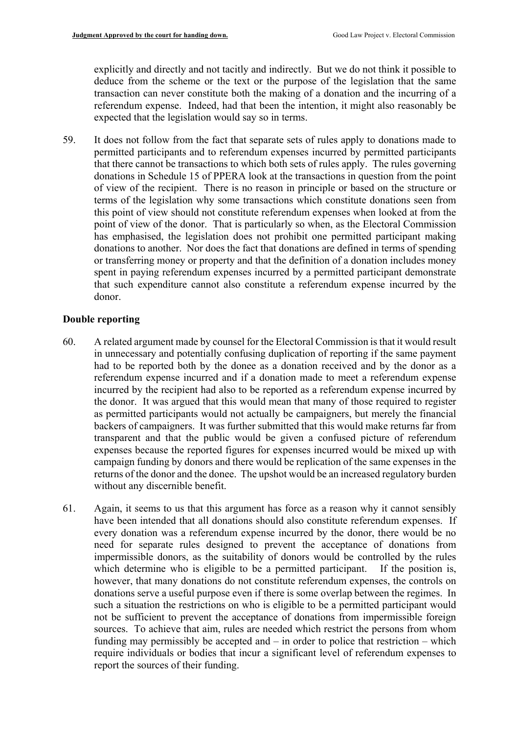explicitly and directly and not tacitly and indirectly. But we do not think it possible to deduce from the scheme or the text or the purpose of the legislation that the same transaction can never constitute both the making of a donation and the incurring of a referendum expense. Indeed, had that been the intention, it might also reasonably be expected that the legislation would say so in terms.

59. It does not follow from the fact that separate sets of rules apply to donations made to permitted participants and to referendum expenses incurred by permitted participants that there cannot be transactions to which both sets of rules apply. The rules governing donations in Schedule 15 of PPERA look at the transactions in question from the point of view of the recipient. There is no reason in principle or based on the structure or terms of the legislation why some transactions which constitute donations seen from this point of view should not constitute referendum expenses when looked at from the point of view of the donor. That is particularly so when, as the Electoral Commission has emphasised, the legislation does not prohibit one permitted participant making donations to another. Nor does the fact that donations are defined in terms of spending or transferring money or property and that the definition of a donation includes money spent in paying referendum expenses incurred by a permitted participant demonstrate that such expenditure cannot also constitute a referendum expense incurred by the donor.

## Double reporting

60. A related argument made by counsel for the Electoral Commission is that it would result in unnecessary and potentially confusing duplication of reporting if the same payment had to be reported both by the donee as a donation received and by the donor as a referendum expense incurred and if a donation made to meet a referendum expense incurred by the recipient had also to be reported as a referendum expense incurred by the donor. It was argued that this would mean that many of those required to register as permitted participants would not actually be campaigners, but merely the financial backers of campaigners. It was further submitted that this would make returns far from transparent and that the public would be given a confused picture of referendum expenses because the reported figures for expenses incurred would be mixed up with campaign funding by donors and there would be replication of the same expenses in the returns of the donor and the donee. The upshot would be an increased regulatory burden without any discernible benefit.

61. Again, it seems to us that this argument has force as a reason why it cannot sensibly have been intended that all donations should also constitute referendum expenses. If every donation was a referendum expense incurred by the donor, there would be no need for separate rules designed to prevent the acceptance of donations from impermissible donors, as the suitability of donors would be controlled by the rules which determine who is eligible to be a permitted participant. If the position is, however, that many donations do not constitute referendum expenses, the controls on donations serve a useful purpose even if there is some overlap between the regimes. In such a situation the restrictions on who is eligible to be a permitted participant would not be sufficient to prevent the acceptance of donations from impermissible foreign sources. To achieve that aim, rules are needed which restrict the persons from whom funding may permissibly be accepted and – in order to police that restriction – which require individuals or bodies that incur a significant level of referendum expenses to report the sources of their funding.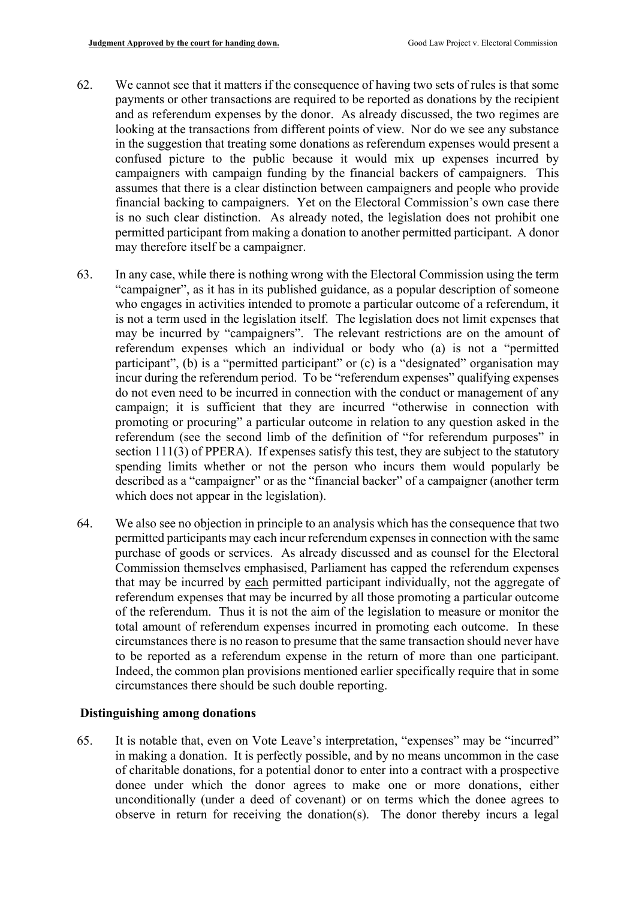62. We cannot see that it matters if the consequence of having two sets of rules is that some payments or other transactions are required to be reported as donations by the recipient and as referendum expenses by the donor. As already discussed, the two regimes are looking at the transactions from different points of view. Nor do we see any substance in the suggestion that treating some donations as referendum expenses would present a confused picture to the public because it would mix up expenses incurred by campaigners with campaign funding by the financial backers of campaigners. This assumes that there is a clear distinction between campaigners and people who provide financial backing to campaigners. Yet on the Electoral Commission's own case there is no such clear distinction. As already noted, the legislation does not prohibit one permitted participant from making a donation to another permitted participant. A donor may therefore itself be a campaigner.

63. In any case, while there is nothing wrong with the Electoral Commission using the term "campaigner", as it has in its published guidance, as a popular description of someone who engages in activities intended to promote a particular outcome of a referendum, it is not a term used in the legislation itself. The legislation does not limit expenses that may be incurred by "campaigners". The relevant restrictions are on the amount of referendum expenses which an individual or body who (a) is not a "permitted participant", (b) is a "permitted participant" or (c) is a "designated" organisation may incur during the referendum period. To be "referendum expenses" qualifying expenses do not even need to be incurred in connection with the conduct or management of any campaign; it is sufficient that they are incurred "otherwise in connection with promoting or procuring" a particular outcome in relation to any question asked in the referendum (see the second limb of the definition of "for referendum purposes" in section 111(3) of PPERA). If expenses satisfy this test, they are subject to the statutory spending limits whether or not the person who incurs them would popularly be described as a "campaigner" or as the "financial backer" of a campaigner (another term which does not appear in the legislation).

64. We also see no objection in principle to an analysis which has the consequence that two permitted participants may each incur referendum expenses in connection with the same purchase of goods or services. As already discussed and as counsel for the Electoral Commission themselves emphasised, Parliament has capped the referendum expenses that may be incurred by each permitted participant individually, not the aggregate of referendum expenses that may be incurred by all those promoting a particular outcome of the referendum. Thus it is not the aim of the legislation to measure or monitor the total amount of referendum expenses incurred in promoting each outcome. In these circumstances there is no reason to presume that the same transaction should never have to be reported as a referendum expense in the return of more than one participant. Indeed, the common plan provisions mentioned earlier specifically require that in some circumstances there should be such double reporting.

### Distinguishing among donations

65. It is notable that, even on Vote Leave's interpretation, "expenses" may be "incurred" in making a donation. It is perfectly possible, and by no means uncommon in the case of charitable donations, for a potential donor to enter into a contract with a prospective donee under which the donor agrees to make one or more donations, either unconditionally (under a deed of covenant) or on terms which the donee agrees to observe in return for receiving the donation(s). The donor thereby incurs a legal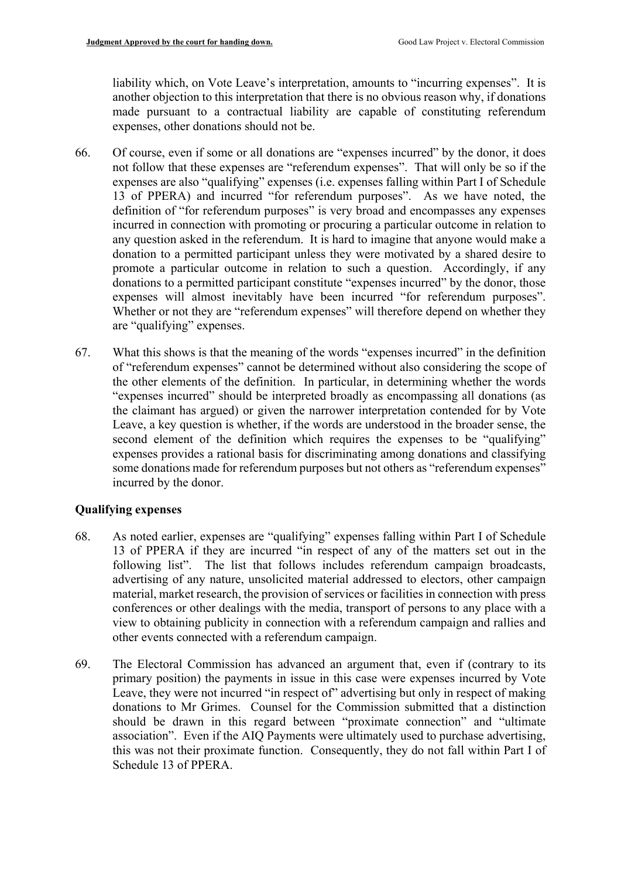liability which, on Vote Leave's interpretation, amounts to "incurring expenses". It is another objection to this interpretation that there is no obvious reason why, if donations made pursuant to a contractual liability are capable of constituting referendum expenses, other donations should not be.

66. Of course, even if some or all donations are "expenses incurred" by the donor, it does not follow that these expenses are "referendum expenses". That will only be so if the expenses are also "qualifying" expenses (i.e. expenses falling within Part I of Schedule 13 of PPERA) and incurred "for referendum purposes". As we have noted, the definition of "for referendum purposes" is very broad and encompasses any expenses incurred in connection with promoting or procuring a particular outcome in relation to any question asked in the referendum. It is hard to imagine that anyone would make a donation to a permitted participant unless they were motivated by a shared desire to promote a particular outcome in relation to such a question. Accordingly, if any donations to a permitted participant constitute "expenses incurred" by the donor, those expenses will almost inevitably have been incurred "for referendum purposes". Whether or not they are "referendum expenses" will therefore depend on whether they are "qualifying" expenses.

67. What this shows is that the meaning of the words "expenses incurred" in the definition of "referendum expenses" cannot be determined without also considering the scope of the other elements of the definition. In particular, in determining whether the words "expenses incurred" should be interpreted broadly as encompassing all donations (as the claimant has argued) or given the narrower interpretation contended for by Vote Leave, a key question is whether, if the words are understood in the broader sense, the second element of the definition which requires the expenses to be "qualifying" expenses provides a rational basis for discriminating among donations and classifying some donations made for referendum purposes but not others as "referendum expenses" incurred by the donor.

### Qualifying expenses

68. As noted earlier, expenses are "qualifying" expenses falling within Part I of Schedule 13 of PPERA if they are incurred "in respect of any of the matters set out in the following list". The list that follows includes referendum campaign broadcasts, advertising of any nature, unsolicited material addressed to electors, other campaign material, market research, the provision of services or facilities in connection with press conferences or other dealings with the media, transport of persons to any place with a view to obtaining publicity in connection with a referendum campaign and rallies and other events connected with a referendum campaign.

69. The Electoral Commission has advanced an argument that, even if (contrary to its primary position) the payments in issue in this case were expenses incurred by Vote Leave, they were not incurred "in respect of" advertising but only in respect of making donations to Mr Grimes. Counsel for the Commission submitted that a distinction should be drawn in this regard between "proximate connection" and "ultimate association". Even if the AIQ Payments were ultimately used to purchase advertising, this was not their proximate function. Consequently, they do not fall within Part I of Schedule 13 of PPERA.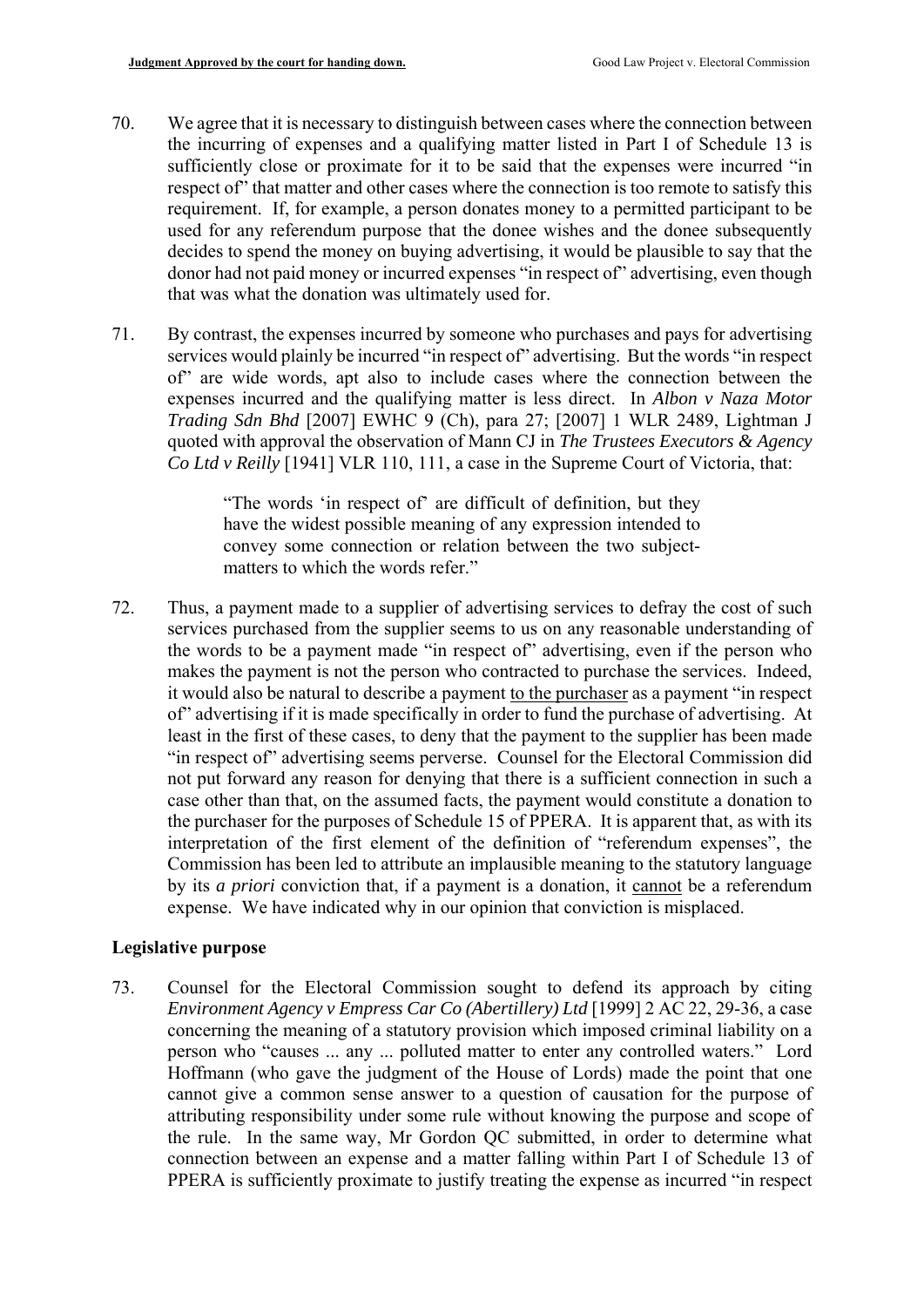70. We agree that it is necessary to distinguish between cases where the connection between the incurring of expenses and a qualifying matter listed in Part I of Schedule 13 is sufficiently close or proximate for it to be said that the expenses were incurred "in respect of" that matter and other cases where the connection is too remote to satisfy this requirement. If, for example, a person donates money to a permitted participant to be used for any referendum purpose that the donee wishes and the donee subsequently decides to spend the money on buying advertising, it would be plausible to say that the donor had not paid money or incurred expenses "in respect of" advertising, even though that was what the donation was ultimately used for.

71. By contrast, the expenses incurred by someone who purchases and pays for advertising services would plainly be incurred "in respect of" advertising. But the words "in respect of" are wide words, apt also to include cases where the connection between the expenses incurred and the qualifying matter is less direct. In *Albon v Naza Motor Trading Sdn Bhd* [2007] EWHC 9 (Ch), para 27; [2007] 1 WLR 2489, Lightman J quoted with approval the observation of Mann CJ in *The Trustees Executors & Agency Co Ltd v Reilly* [1941] VLR 110, 111, a case in the Supreme Court of Victoria, that:

> "The words 'in respect of' are difficult of definition, but they have the widest possible meaning of any expression intended to convey some connection or relation between the two subject-matters to which the words refer."

72. Thus, a payment made to a supplier of advertising services to defray the cost of such services purchased from the supplier seems to us on any reasonable understanding of the words to be a payment made "in respect of" advertising, even if the person who makes the payment is not the person who contracted to purchase the services. Indeed, it would also be natural to describe a payment <u>to the purchaser</u> as a payment "in respect of" advertising if it is made specifically in order to fund the purchase of advertising. At least in the first of these cases, to deny that the payment to the supplier has been made "in respect of" advertising seems perverse. Counsel for the Electoral Commission did not put forward any reason for denying that there is a sufficient connection in such a case other than that, on the assumed facts, the payment would constitute a donation to the purchaser for the purposes of Schedule 15 of PPERA. It is apparent that, as with its interpretation of the first element of the definition of "referendum expenses", the Commission has been led to attribute an implausible meaning to the statutory language by its *a priori* conviction that, if a payment is a donation, it <u>cannot</u> be a referendum expense. We have indicated why in our opinion that conviction is misplaced.

## Legislative purpose

73. Counsel for the Electoral Commission sought to defend its approach by citing *Environment Agency v Empress Car Co (Abertillery) Ltd* [1999] 2 AC 22, 29-36, a case concerning the meaning of a statutory provision which imposed criminal liability on a person who "causes ... any ... polluted matter to enter any controlled waters." Lord Hoffmann (who gave the judgment of the House of Lords) made the point that one cannot give a common sense answer to a question of causation for the purpose of attributing responsibility under some rule without knowing the purpose and scope of the rule. In the same way, Mr Gordon QC submitted, in order to determine what connection between an expense and a matter falling within Part I of Schedule 13 of PPERA is sufficiently proximate to justify treating the expense as incurred "in respect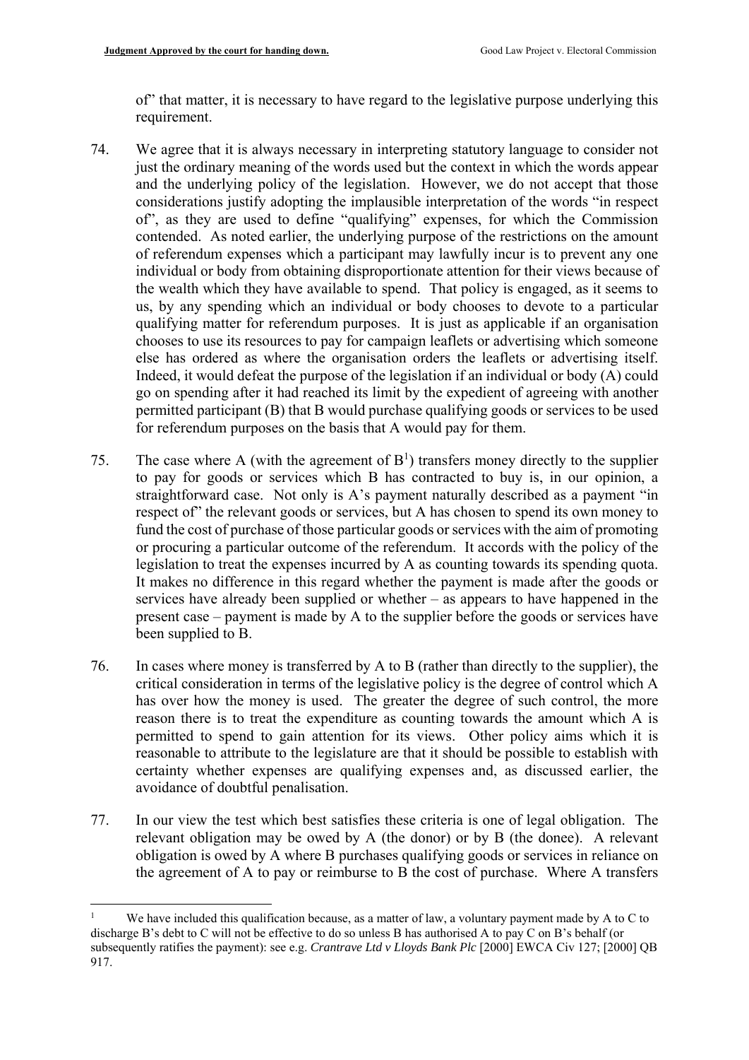of" that matter, it is necessary to have regard to the legislative purpose underlying this requirement.

74. We agree that it is always necessary in interpreting statutory language to consider not just the ordinary meaning of the words used but the context in which the words appear and the underlying policy of the legislation. However, we do not accept that those considerations justify adopting the implausible interpretation of the words "in respect of", as they are used to define "qualifying" expenses, for which the Commission contended. As noted earlier, the underlying purpose of the restrictions on the amount of referendum expenses which a participant may lawfully incur is to prevent any one individual or body from obtaining disproportionate attention for their views because of the wealth which they have available to spend. That policy is engaged, as it seems to us, by any spending which an individual or body chooses to devote to a particular qualifying matter for referendum purposes. It is just as applicable if an organisation chooses to use its resources to pay for campaign leaflets or advertising which someone else has ordered as where the organisation orders the leaflets or advertising itself. Indeed, it would defeat the purpose of the legislation if an individual or body (A) could go on spending after it had reached its limit by the expedient of agreeing with another permitted participant (B) that B would purchase qualifying goods or services to be used for referendum purposes on the basis that A would pay for them.

75. The case where A (with the agreement of B[1]) transfers money directly to the supplier to pay for goods or services which B has contracted to buy is, in our opinion, a straightforward case. Not only is A's payment naturally described as a payment "in respect of" the relevant goods or services, but A has chosen to spend its own money to fund the cost of purchase of those particular goods or services with the aim of promoting or procuring a particular outcome of the referendum. It accords with the policy of the legislation to treat the expenses incurred by A as counting towards its spending quota. It makes no difference in this regard whether the payment is made after the goods or services have already been supplied or whether – as appears to have happened in the present case – payment is made by A to the supplier before the goods or services have been supplied to B.

76. In cases where money is transferred by A to B (rather than directly to the supplier), the critical consideration in terms of the legislative policy is the degree of control which A has over how the money is used. The greater the degree of such control, the more reason there is to treat the expenditure as counting towards the amount which A is permitted to spend to gain attention for its views. Other policy aims which it is reasonable to attribute to the legislature are that it should be possible to establish with certainty whether expenses are qualifying expenses and, as discussed earlier, the avoidance of doubtful penalisation.

77. In our view the test which best satisfies these criteria is one of legal obligation. The relevant obligation may be owed by A (the donor) or by B (the donee). A relevant obligation is owed by A where B purchases qualifying goods or services in reliance on the agreement of A to pay or reimburse to B the cost of purchase. Where A transfers

---

[1] We have included this qualification because, as a matter of law, a voluntary payment made by A to C to discharge B's debt to C will not be effective to do so unless B has authorised A to pay C on B's behalf (or subsequently ratifies the payment): see e.g. *Crantrave Ltd v Lloyds Bank Plc* [2000] EWCA Civ 127; [2000] QB 917.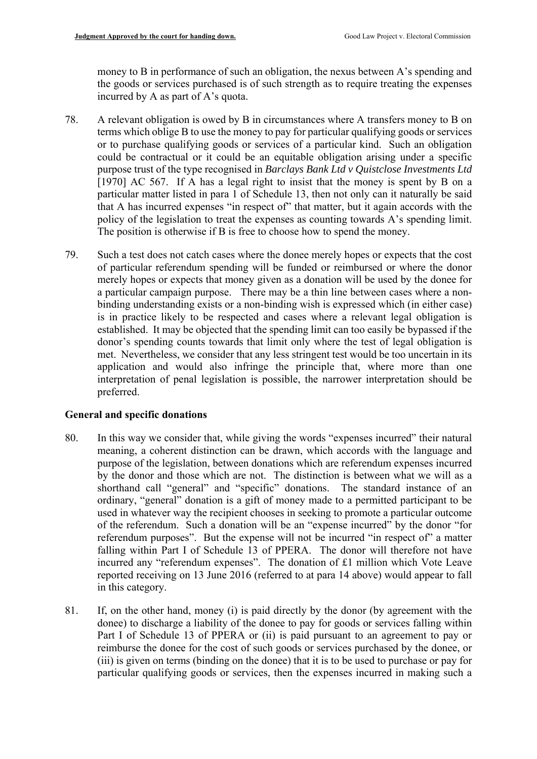money to B in performance of such an obligation, the nexus between A's spending and the goods or services purchased is of such strength as to require treating the expenses incurred by A as part of A's quota.

78. A relevant obligation is owed by B in circumstances where A transfers money to B on terms which oblige B to use the money to pay for particular qualifying goods or services or to purchase qualifying goods or services of a particular kind. Such an obligation could be contractual or it could be an equitable obligation arising under a specific purpose trust of the type recognised in *Barclays Bank Ltd v Quistclose Investments Ltd* [1970] AC 567. If A has a legal right to insist that the money is spent by B on a particular matter listed in para 1 of Schedule 13, then not only can it naturally be said that A has incurred expenses "in respect of" that matter, but it again accords with the policy of the legislation to treat the expenses as counting towards A's spending limit. The position is otherwise if B is free to choose how to spend the money.

79. Such a test does not catch cases where the donee merely hopes or expects that the cost of particular referendum spending will be funded or reimbursed or where the donor merely hopes or expects that money given as a donation will be used by the donee for a particular campaign purpose. There may be a thin line between cases where a non-binding understanding exists or a non-binding wish is expressed which (in either case) is in practice likely to be respected and cases where a relevant legal obligation is established. It may be objected that the spending limit can too easily be bypassed if the donor's spending counts towards that limit only where the test of legal obligation is met. Nevertheless, we consider that any less stringent test would be too uncertain in its application and would also infringe the principle that, where more than one interpretation of penal legislation is possible, the narrower interpretation should be preferred.

### General and specific donations

80. In this way we consider that, while giving the words "expenses incurred" their natural meaning, a coherent distinction can be drawn, which accords with the language and purpose of the legislation, between donations which are referendum expenses incurred by the donor and those which are not. The distinction is between what we will as a shorthand call "general" and "specific" donations. The standard instance of an ordinary, "general" donation is a gift of money made to a permitted participant to be used in whatever way the recipient chooses in seeking to promote a particular outcome of the referendum. Such a donation will be an "expense incurred" by the donor "for referendum purposes". But the expense will not be incurred "in respect of" a matter falling within Part I of Schedule 13 of PPERA. The donor will therefore not have incurred any "referendum expenses". The donation of £1 million which Vote Leave reported receiving on 13 June 2016 (referred to at para 14 above) would appear to fall in this category.

81. If, on the other hand, money (i) is paid directly by the donor (by agreement with the donee) to discharge a liability of the donee to pay for goods or services falling within Part I of Schedule 13 of PPERA or (ii) is paid pursuant to an agreement to pay or reimburse the donee for the cost of such goods or services purchased by the donee, or (iii) is given on terms (binding on the donee) that it is to be used to purchase or pay for particular qualifying goods or services, then the expenses incurred in making such a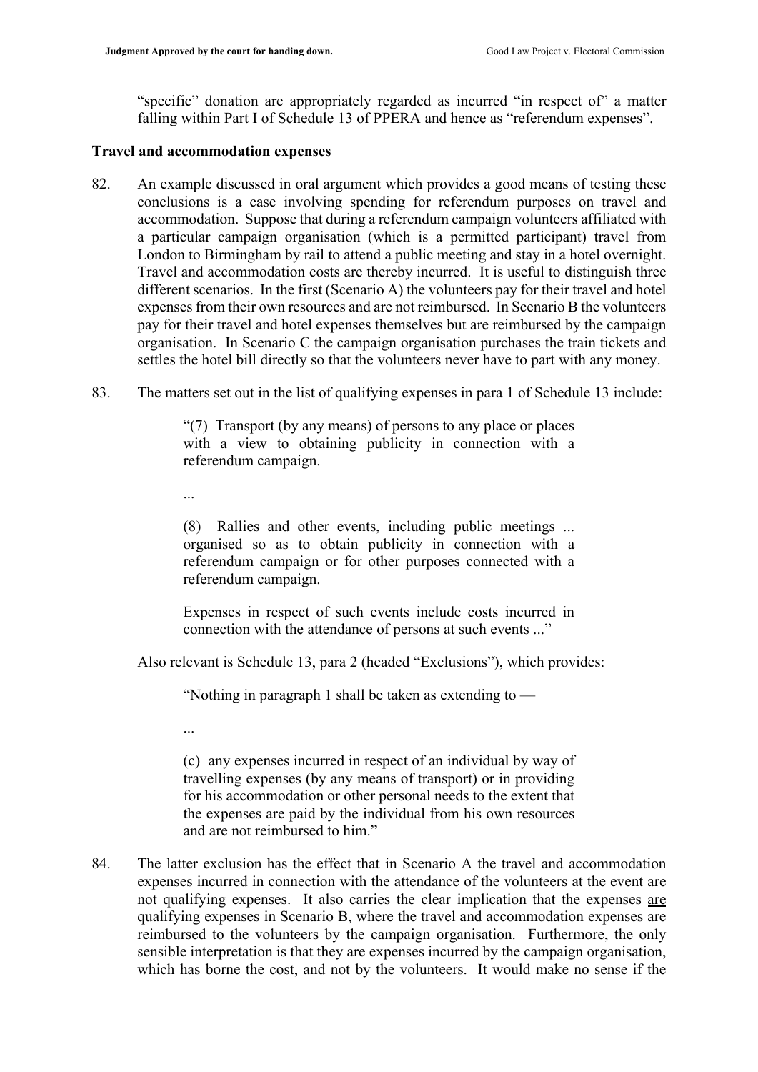"specific" donation are appropriately regarded as incurred "in respect of" a matter falling within Part I of Schedule 13 of PPERA and hence as "referendum expenses".

### Travel and accommodation expenses

82. An example discussed in oral argument which provides a good means of testing these conclusions is a case involving spending for referendum purposes on travel and accommodation. Suppose that during a referendum campaign volunteers affiliated with a particular campaign organisation (which is a permitted participant) travel from London to Birmingham by rail to attend a public meeting and stay in a hotel overnight. Travel and accommodation costs are thereby incurred. It is useful to distinguish three different scenarios. In the first (Scenario A) the volunteers pay for their travel and hotel expenses from their own resources and are not reimbursed. In Scenario B the volunteers pay for their travel and hotel expenses themselves but are reimbursed by the campaign organisation. In Scenario C the campaign organisation purchases the train tickets and settles the hotel bill directly so that the volunteers never have to part with any money.

83. The matters set out in the list of qualifying expenses in para 1 of Schedule 13 include:

> "(7) Transport (by any means) of persons to any place or places with a view to obtaining publicity in connection with a referendum campaign.
>
> ...
>
> (8) Rallies and other events, including public meetings ... organised so as to obtain publicity in connection with a referendum campaign or for other purposes connected with a referendum campaign.
>
> Expenses in respect of such events include costs incurred in connection with the attendance of persons at such events ..."

Also relevant is Schedule 13, para 2 (headed "Exclusions"), which provides:

> "Nothing in paragraph 1 shall be taken as extending to —
>
> ...
>
> (c) any expenses incurred in respect of an individual by way of travelling expenses (by any means of transport) or in providing for his accommodation or other personal needs to the extent that the expenses are paid by the individual from his own resources and are not reimbursed to him."

84. The latter exclusion has the effect that in Scenario A the travel and accommodation expenses incurred in connection with the attendance of the volunteers at the event are not qualifying expenses. It also carries the clear implication that the expenses <u>are</u> qualifying expenses in Scenario B, where the travel and accommodation expenses are reimbursed to the volunteers by the campaign organisation. Furthermore, the only sensible interpretation is that they are expenses incurred by the campaign organisation, which has borne the cost, and not by the volunteers. It would make no sense if the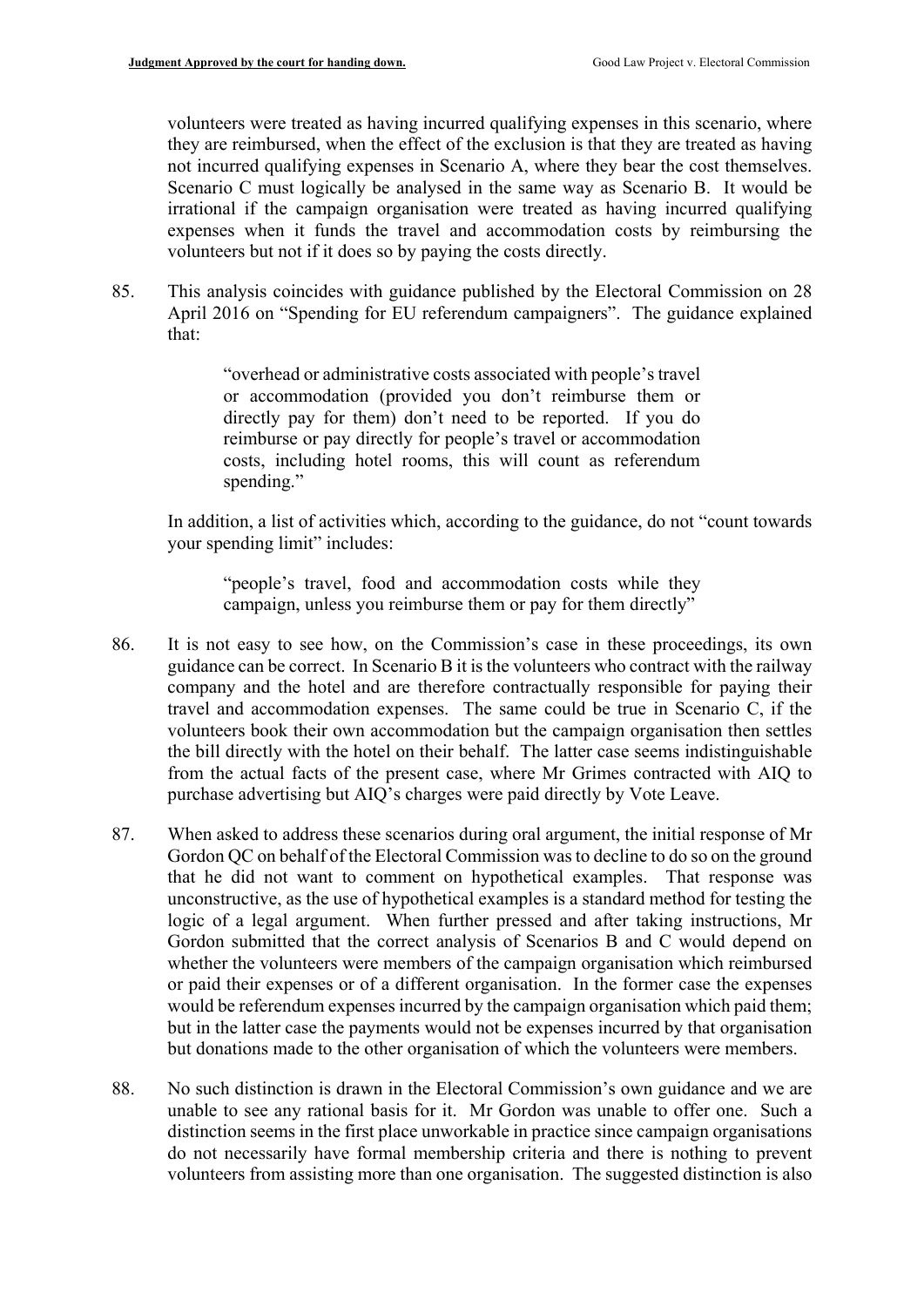volunteers were treated as having incurred qualifying expenses in this scenario, where they are reimbursed, when the effect of the exclusion is that they are treated as having not incurred qualifying expenses in Scenario A, where they bear the cost themselves. Scenario C must logically be analysed in the same way as Scenario B. It would be irrational if the campaign organisation were treated as having incurred qualifying expenses when it funds the travel and accommodation costs by reimbursing the volunteers but not if it does so by paying the costs directly.

85. This analysis coincides with guidance published by the Electoral Commission on 28 April 2016 on "Spending for EU referendum campaigners". The guidance explained that:

> "overhead or administrative costs associated with people's travel or accommodation (provided you don't reimburse them or directly pay for them) don't need to be reported. If you do reimburse or pay directly for people's travel or accommodation costs, including hotel rooms, this will count as referendum spending."

In addition, a list of activities which, according to the guidance, do not "count towards your spending limit" includes:

> "people's travel, food and accommodation costs while they campaign, unless you reimburse them or pay for them directly"

86. It is not easy to see how, on the Commission's case in these proceedings, its own guidance can be correct. In Scenario B it is the volunteers who contract with the railway company and the hotel and are therefore contractually responsible for paying their travel and accommodation expenses. The same could be true in Scenario C, if the volunteers book their own accommodation but the campaign organisation then settles the bill directly with the hotel on their behalf. The latter case seems indistinguishable from the actual facts of the present case, where Mr Grimes contracted with AIQ to purchase advertising but AIQ's charges were paid directly by Vote Leave.

87. When asked to address these scenarios during oral argument, the initial response of Mr Gordon QC on behalf of the Electoral Commission was to decline to do so on the ground that he did not want to comment on hypothetical examples. That response was unconstructive, as the use of hypothetical examples is a standard method for testing the logic of a legal argument. When further pressed and after taking instructions, Mr Gordon submitted that the correct analysis of Scenarios B and C would depend on whether the volunteers were members of the campaign organisation which reimbursed or paid their expenses or of a different organisation. In the former case the expenses would be referendum expenses incurred by the campaign organisation which paid them; but in the latter case the payments would not be expenses incurred by that organisation but donations made to the other organisation of which the volunteers were members.

88. No such distinction is drawn in the Electoral Commission's own guidance and we are unable to see any rational basis for it. Mr Gordon was unable to offer one. Such a distinction seems in the first place unworkable in practice since campaign organisations do not necessarily have formal membership criteria and there is nothing to prevent volunteers from assisting more than one organisation. The suggested distinction is also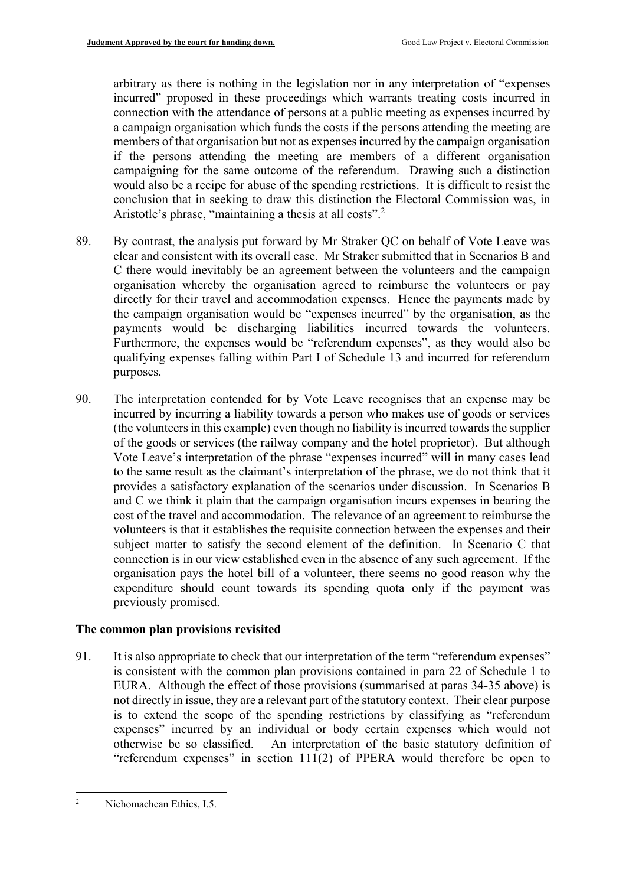arbitrary as there is nothing in the legislation nor in any interpretation of "expenses incurred" proposed in these proceedings which warrants treating costs incurred in connection with the attendance of persons at a public meeting as expenses incurred by a campaign organisation which funds the costs if the persons attending the meeting are members of that organisation but not as expenses incurred by the campaign organisation if the persons attending the meeting are members of a different organisation campaigning for the same outcome of the referendum. Drawing such a distinction would also be a recipe for abuse of the spending restrictions. It is difficult to resist the conclusion that in seeking to draw this distinction the Electoral Commission was, in Aristotle's phrase, "maintaining a thesis at all costs".[2]

89. By contrast, the analysis put forward by Mr Straker QC on behalf of Vote Leave was clear and consistent with its overall case. Mr Straker submitted that in Scenarios B and C there would inevitably be an agreement between the volunteers and the campaign organisation whereby the organisation agreed to reimburse the volunteers or pay directly for their travel and accommodation expenses. Hence the payments made by the campaign organisation would be "expenses incurred" by the organisation, as the payments would be discharging liabilities incurred towards the volunteers. Furthermore, the expenses would be "referendum expenses", as they would also be qualifying expenses falling within Part I of Schedule 13 and incurred for referendum purposes.

90. The interpretation contended for by Vote Leave recognises that an expense may be incurred by incurring a liability towards a person who makes use of goods or services (the volunteers in this example) even though no liability is incurred towards the supplier of the goods or services (the railway company and the hotel proprietor). But although Vote Leave's interpretation of the phrase "expenses incurred" will in many cases lead to the same result as the claimant's interpretation of the phrase, we do not think that it provides a satisfactory explanation of the scenarios under discussion. In Scenarios B and C we think it plain that the campaign organisation incurs expenses in bearing the cost of the travel and accommodation. The relevance of an agreement to reimburse the volunteers is that it establishes the requisite connection between the expenses and their subject matter to satisfy the second element of the definition. In Scenario C that connection is in our view established even in the absence of any such agreement. If the organisation pays the hotel bill of a volunteer, there seems no good reason why the expenditure should count towards its spending quota only if the payment was previously promised.

## The common plan provisions revisited

91. It is also appropriate to check that our interpretation of the term "referendum expenses" is consistent with the common plan provisions contained in para 22 of Schedule 1 to EURA. Although the effect of those provisions (summarised at paras 34-35 above) is not directly in issue, they are a relevant part of the statutory context. Their clear purpose is to extend the scope of the spending restrictions by classifying as "referendum expenses" incurred by an individual or body certain expenses which would not otherwise be so classified. An interpretation of the basic statutory definition of "referendum expenses" in section 111(2) of PPERA would therefore be open to

---

[2] Nichomachean Ethics, I.5.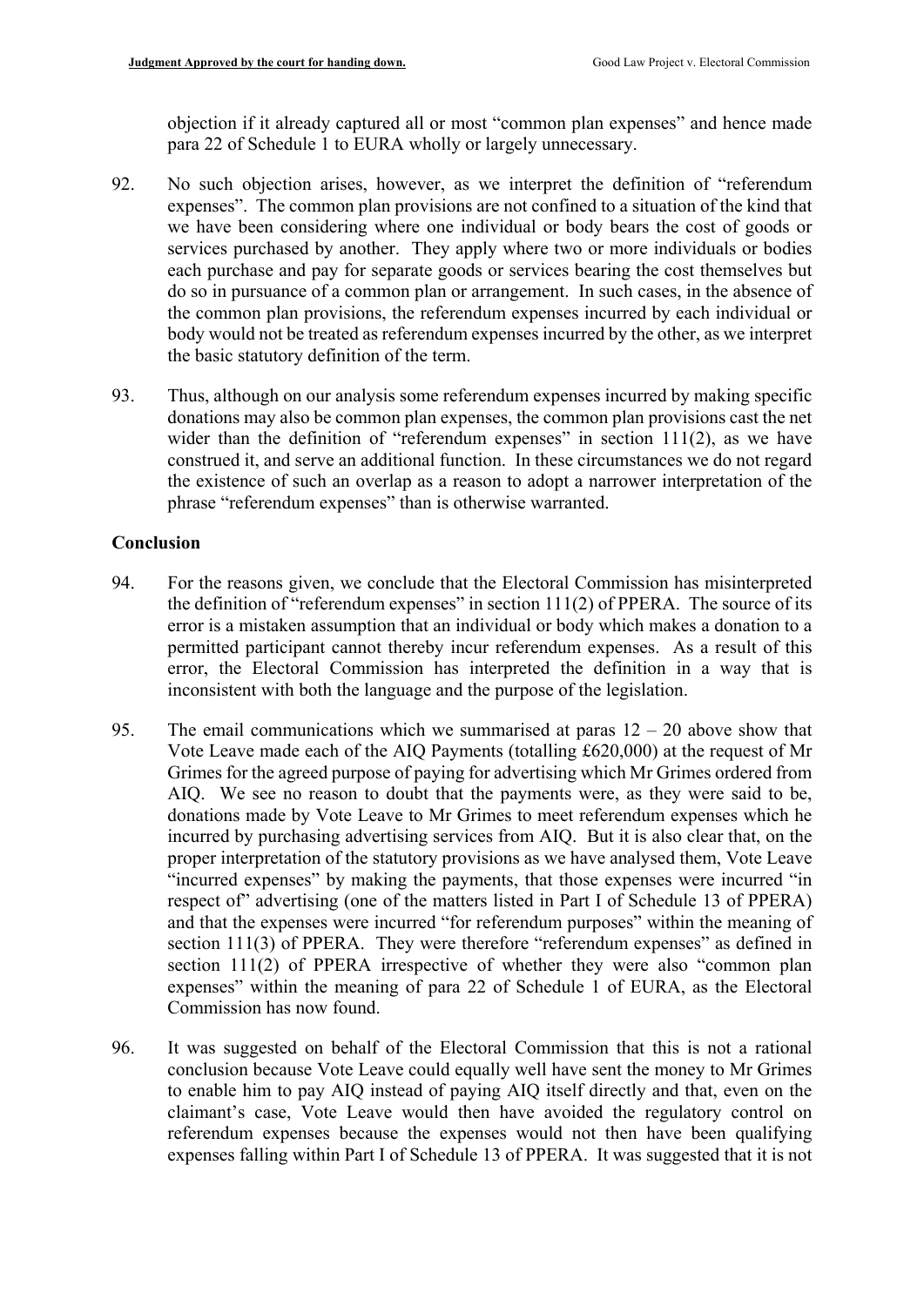objection if it already captured all or most "common plan expenses" and hence made para 22 of Schedule 1 to EURA wholly or largely unnecessary.

92. No such objection arises, however, as we interpret the definition of "referendum expenses". The common plan provisions are not confined to a situation of the kind that we have been considering where one individual or body bears the cost of goods or services purchased by another. They apply where two or more individuals or bodies each purchase and pay for separate goods or services bearing the cost themselves but do so in pursuance of a common plan or arrangement. In such cases, in the absence of the common plan provisions, the referendum expenses incurred by each individual or body would not be treated as referendum expenses incurred by the other, as we interpret the basic statutory definition of the term.

93. Thus, although on our analysis some referendum expenses incurred by making specific donations may also be common plan expenses, the common plan provisions cast the net wider than the definition of "referendum expenses" in section 111(2), as we have construed it, and serve an additional function. In these circumstances we do not regard the existence of such an overlap as a reason to adopt a narrower interpretation of the phrase "referendum expenses" than is otherwise warranted.

## Conclusion

94. For the reasons given, we conclude that the Electoral Commission has misinterpreted the definition of "referendum expenses" in section 111(2) of PPERA. The source of its error is a mistaken assumption that an individual or body which makes a donation to a permitted participant cannot thereby incur referendum expenses. As a result of this error, the Electoral Commission has interpreted the definition in a way that is inconsistent with both the language and the purpose of the legislation.

95. The email communications which we summarised at paras 12 – 20 above show that Vote Leave made each of the AIQ Payments (totalling £620,000) at the request of Mr Grimes for the agreed purpose of paying for advertising which Mr Grimes ordered from AIQ. We see no reason to doubt that the payments were, as they were said to be, donations made by Vote Leave to Mr Grimes to meet referendum expenses which he incurred by purchasing advertising services from AIQ. But it is also clear that, on the proper interpretation of the statutory provisions as we have analysed them, Vote Leave "incurred expenses" by making the payments, that those expenses were incurred "in respect of" advertising (one of the matters listed in Part I of Schedule 13 of PPERA) and that the expenses were incurred "for referendum purposes" within the meaning of section 111(3) of PPERA. They were therefore "referendum expenses" as defined in section 111(2) of PPERA irrespective of whether they were also "common plan expenses" within the meaning of para 22 of Schedule 1 of EURA, as the Electoral Commission has now found.

96. It was suggested on behalf of the Electoral Commission that this is not a rational conclusion because Vote Leave could equally well have sent the money to Mr Grimes to enable him to pay AIQ instead of paying AIQ itself directly and that, even on the claimant's case, Vote Leave would then have avoided the regulatory control on referendum expenses because the expenses would not then have been qualifying expenses falling within Part I of Schedule 13 of PPERA. It was suggested that it is not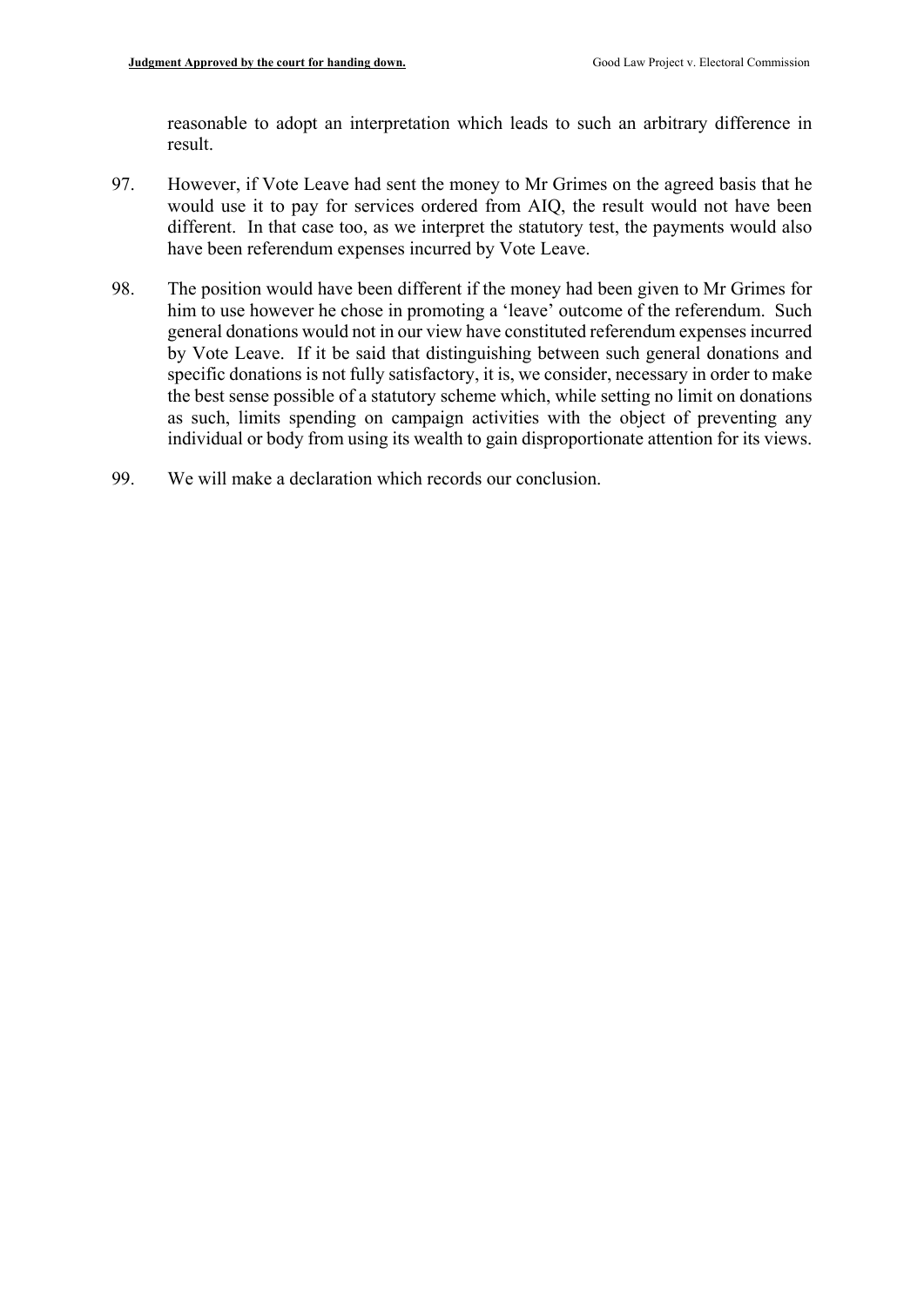reasonable to adopt an interpretation which leads to such an arbitrary difference in result.

97. However, if Vote Leave had sent the money to Mr Grimes on the agreed basis that he would use it to pay for services ordered from AIQ, the result would not have been different. In that case too, as we interpret the statutory test, the payments would also have been referendum expenses incurred by Vote Leave.

98. The position would have been different if the money had been given to Mr Grimes for him to use however he chose in promoting a 'leave' outcome of the referendum. Such general donations would not in our view have constituted referendum expenses incurred by Vote Leave. If it be said that distinguishing between such general donations and specific donations is not fully satisfactory, it is, we consider, necessary in order to make the best sense possible of a statutory scheme which, while setting no limit on donations as such, limits spending on campaign activities with the object of preventing any individual or body from using its wealth to gain disproportionate attention for its views.

99. We will make a declaration which records our conclusion.